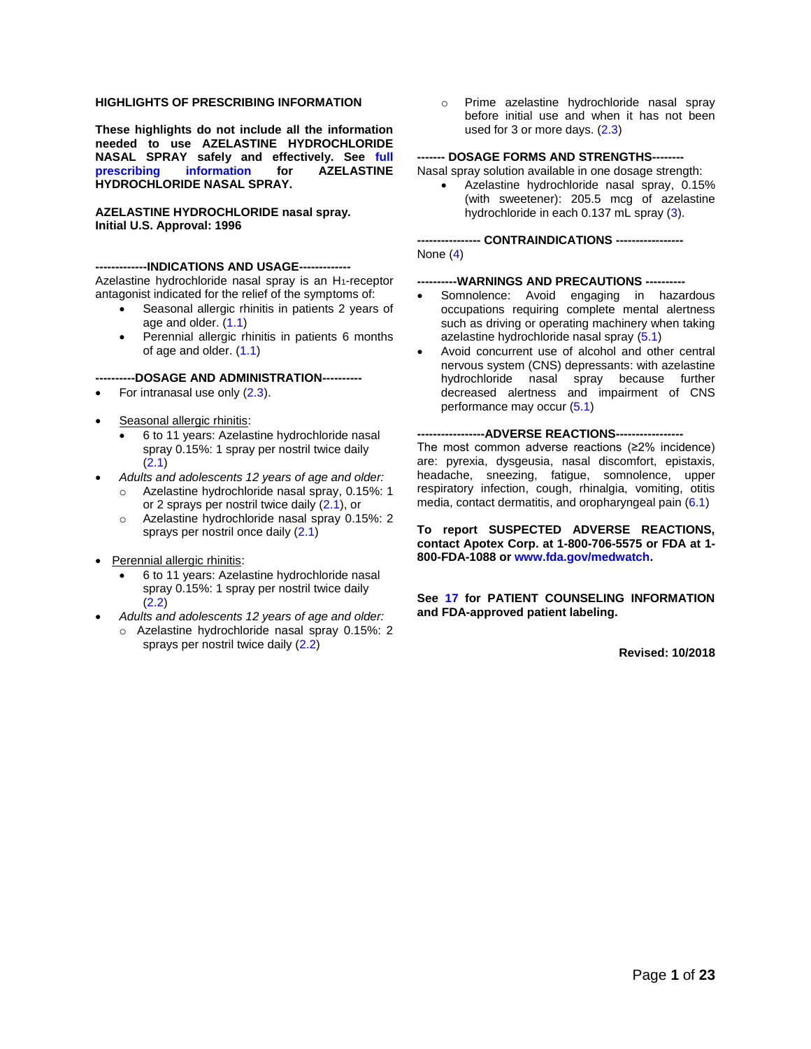**HIGHLIGHTS OF PRESCRIBING INFORMATION**

**These highlights do not include all the information needed to use AZELASTINE HYDROCHLORIDE NASAL SPRAY safely and effectively. See full prescribing information for AZELASTINE HYDROCHLORIDE NASAL SPRAY.**

**AZELASTINE HYDROCHLORIDE nasal spray.**
**Initial U.S. Approval: 1996**

**-------------INDICATIONS AND USAGE-------------**

Azelastine hydrochloride nasal spray is an $H_1$-receptor antagonist indicated for the relief of the symptoms of:

- Seasonal allergic rhinitis in patients 2 years of age and older. (1.1)
- Perennial allergic rhinitis in patients 6 months of age and older. (1.1)

**----------DOSAGE AND ADMINISTRATION----------**

- For intranasal use only (2.3).
- Seasonal allergic rhinitis:
  - 6 to 11 years: Azelastine hydrochloride nasal spray 0.15%: 1 spray per nostril twice daily (2.1)
- *Adults and adolescents 12 years of age and older:*
  - Azelastine hydrochloride nasal spray, 0.15%: 1 or 2 sprays per nostril twice daily (2.1), or
  - Azelastine hydrochloride nasal spray 0.15%: 2 sprays per nostril once daily (2.1)
- Perennial allergic rhinitis:
  - 6 to 11 years: Azelastine hydrochloride nasal spray 0.15%: 1 spray per nostril twice daily (2.2)
- *Adults and adolescents 12 years of age and older:*
  - Azelastine hydrochloride nasal spray 0.15%: 2 sprays per nostril twice daily (2.2)
  - Prime azelastine hydrochloride nasal spray before initial use and when it has not been used for 3 or more days. (2.3)

**------- DOSAGE FORMS AND STRENGTHS--------**

Nasal spray solution available in one dosage strength:

- Azelastine hydrochloride nasal spray, 0.15% (with sweetener): 205.5 mcg of azelastine hydrochloride in each 0.137 mL spray (3).

**---------------- CONTRAINDICATIONS -----------------**

None (4)

**----------WARNINGS AND PRECAUTIONS ----------**

- Somnolence: Avoid engaging in hazardous occupations requiring complete mental alertness such as driving or operating machinery when taking azelastine hydrochloride nasal spray (5.1)
- Avoid concurrent use of alcohol and other central nervous system (CNS) depressants: with azelastine hydrochloride nasal spray because further decreased alertness and impairment of CNS performance may occur (5.1)

**-----------------ADVERSE REACTIONS-----------------**

The most common adverse reactions (≥2% incidence) are: pyrexia, dysgeusia, nasal discomfort, epistaxis, headache, sneezing, fatigue, somnolence, upper respiratory infection, cough, rhinalgia, vomiting, otitis media, contact dermatitis, and oropharyngeal pain (6.1)

**To report SUSPECTED ADVERSE REACTIONS, contact Apotex Corp. at 1-800-706-5575 or FDA at 1-800-FDA-1088 or www.fda.gov/medwatch.**

**See 17 for PATIENT COUNSELING INFORMATION and FDA-approved patient labeling.**

**Revised: 10/2018**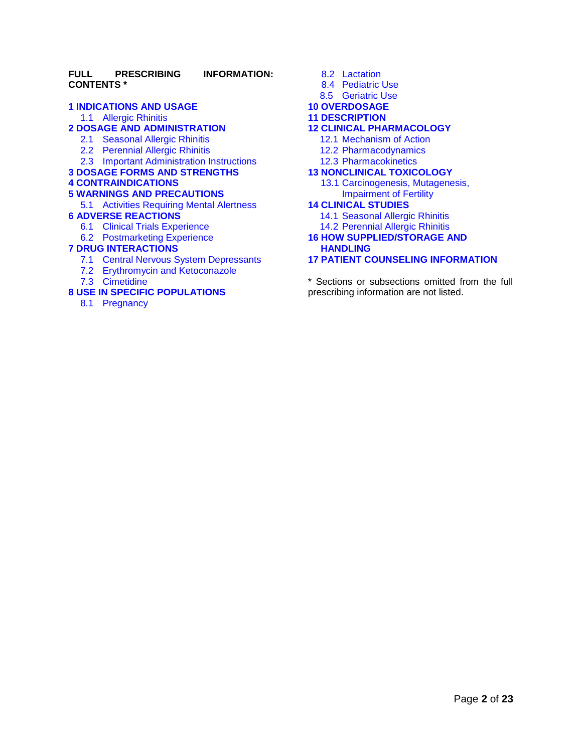**FULL PRESCRIBING INFORMATION: CONTENTS ***

**1 INDICATIONS AND USAGE**
- 1.1 Allergic Rhinitis

**2 DOSAGE AND ADMINISTRATION**
- 2.1 Seasonal Allergic Rhinitis
- 2.2 Perennial Allergic Rhinitis
- 2.3 Important Administration Instructions

**3 DOSAGE FORMS AND STRENGTHS**

**4 CONTRAINDICATIONS**

**5 WARNINGS AND PRECAUTIONS**
- 5.1 Activities Requiring Mental Alertness

**6 ADVERSE REACTIONS**
- 6.1 Clinical Trials Experience
- 6.2 Postmarketing Experience

**7 DRUG INTERACTIONS**
- 7.1 Central Nervous System Depressants
- 7.2 Erythromycin and Ketoconazole
- 7.3 Cimetidine

**8 USE IN SPECIFIC POPULATIONS**
- 8.1 Pregnancy
- 8.2 Lactation
- 8.4 Pediatric Use
- 8.5 Geriatric Use

**10 OVERDOSAGE**

**11 DESCRIPTION**

**12 CLINICAL PHARMACOLOGY**
- 12.1 Mechanism of Action
- 12.2 Pharmacodynamics
- 12.3 Pharmacokinetics

**13 NONCLINICAL TOXICOLOGY**
- 13.1 Carcinogenesis, Mutagenesis, Impairment of Fertility

**14 CLINICAL STUDIES**
- 14.1 Seasonal Allergic Rhinitis
- 14.2 Perennial Allergic Rhinitis

**16 HOW SUPPLIED/STORAGE AND HANDLING**

**17 PATIENT COUNSELING INFORMATION**

* Sections or subsections omitted from the full prescribing information are not listed.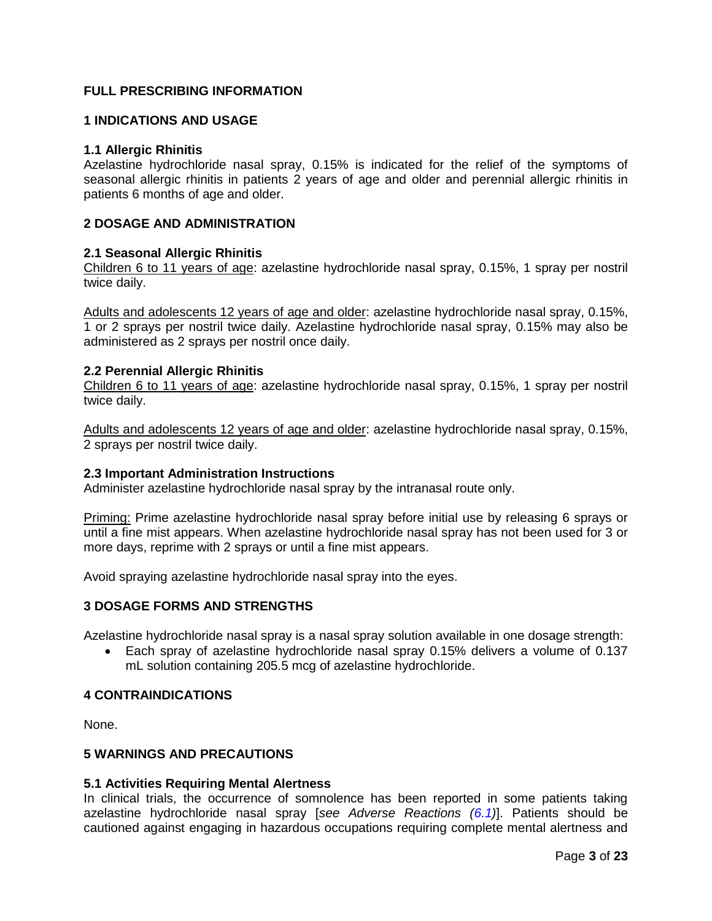# FULL PRESCRIBING INFORMATION

## 1 INDICATIONS AND USAGE

### 1.1 Allergic Rhinitis

Azelastine hydrochloride nasal spray, 0.15% is indicated for the relief of the symptoms of seasonal allergic rhinitis in patients 2 years of age and older and perennial allergic rhinitis in patients 6 months of age and older.

## 2 DOSAGE AND ADMINISTRATION

### 2.1 Seasonal Allergic Rhinitis

Children 6 to 11 years of age: azelastine hydrochloride nasal spray, 0.15%, 1 spray per nostril twice daily.

Adults and adolescents 12 years of age and older: azelastine hydrochloride nasal spray, 0.15%, 1 or 2 sprays per nostril twice daily. Azelastine hydrochloride nasal spray, 0.15% may also be administered as 2 sprays per nostril once daily.

### 2.2 Perennial Allergic Rhinitis

Children 6 to 11 years of age: azelastine hydrochloride nasal spray, 0.15%, 1 spray per nostril twice daily.

Adults and adolescents 12 years of age and older: azelastine hydrochloride nasal spray, 0.15%, 2 sprays per nostril twice daily.

### 2.3 Important Administration Instructions

Administer azelastine hydrochloride nasal spray by the intranasal route only.

Priming: Prime azelastine hydrochloride nasal spray before initial use by releasing 6 sprays or until a fine mist appears. When azelastine hydrochloride nasal spray has not been used for 3 or more days, reprime with 2 sprays or until a fine mist appears.

Avoid spraying azelastine hydrochloride nasal spray into the eyes.

## 3 DOSAGE FORMS AND STRENGTHS

Azelastine hydrochloride nasal spray is a nasal spray solution available in one dosage strength:

- Each spray of azelastine hydrochloride nasal spray 0.15% delivers a volume of 0.137 mL solution containing 205.5 mcg of azelastine hydrochloride.

## 4 CONTRAINDICATIONS

None.

## 5 WARNINGS AND PRECAUTIONS

### 5.1 Activities Requiring Mental Alertness

In clinical trials, the occurrence of somnolence has been reported in some patients taking azelastine hydrochloride nasal spray [*see Adverse Reactions (6.1)*]. Patients should be cautioned against engaging in hazardous occupations requiring complete mental alertness and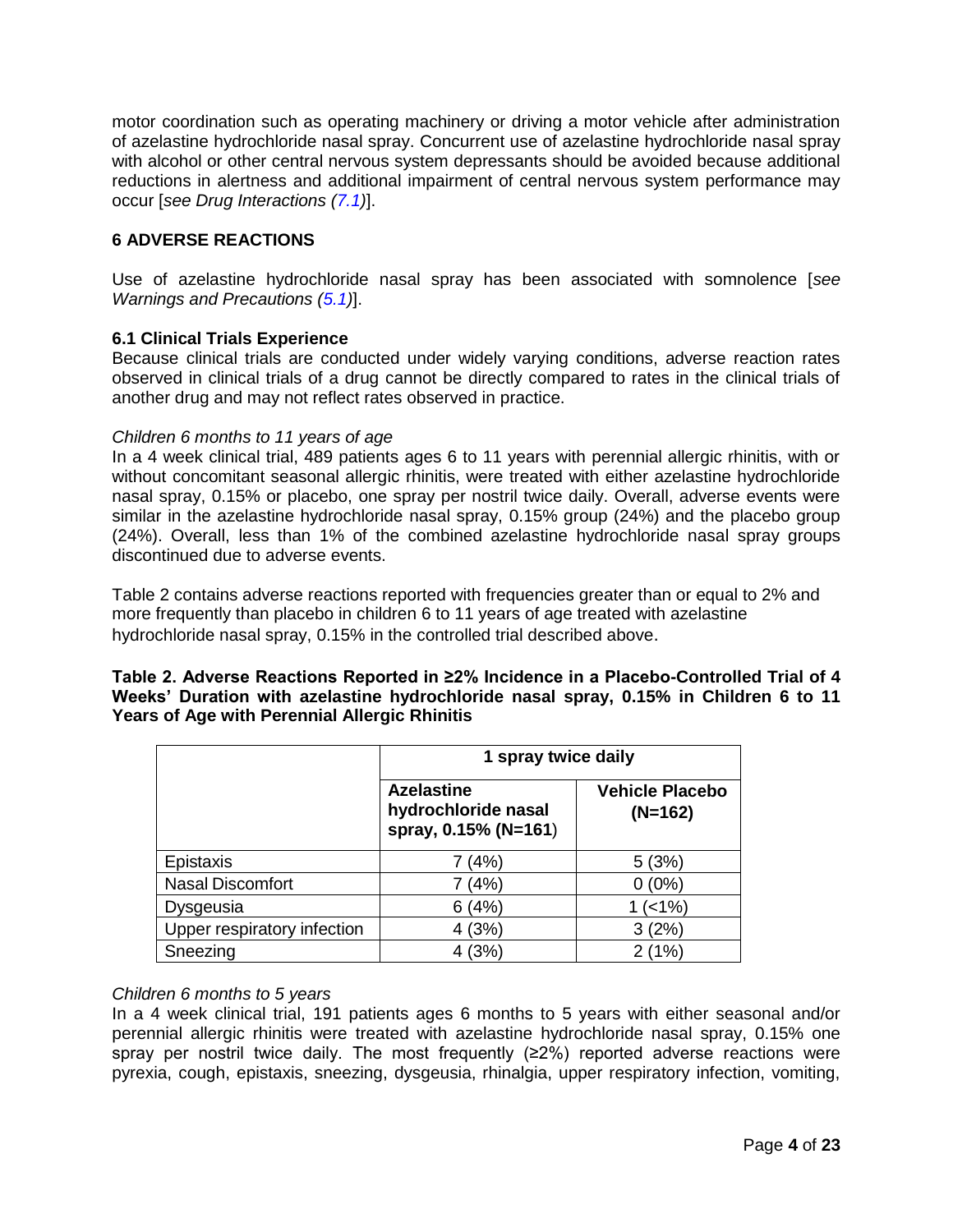motor coordination such as operating machinery or driving a motor vehicle after administration of azelastine hydrochloride nasal spray. Concurrent use of azelastine hydrochloride nasal spray with alcohol or other central nervous system depressants should be avoided because additional reductions in alertness and additional impairment of central nervous system performance may occur [*see Drug Interactions (7.1)*].

## 6 ADVERSE REACTIONS

Use of azelastine hydrochloride nasal spray has been associated with somnolence [*see Warnings and Precautions (5.1)*].

### 6.1 Clinical Trials Experience

Because clinical trials are conducted under widely varying conditions, adverse reaction rates observed in clinical trials of a drug cannot be directly compared to rates in the clinical trials of another drug and may not reflect rates observed in practice.

*Children 6 months to 11 years of age*

In a 4 week clinical trial, 489 patients ages 6 to 11 years with perennial allergic rhinitis, with or without concomitant seasonal allergic rhinitis, were treated with either azelastine hydrochloride nasal spray, 0.15% or placebo, one spray per nostril twice daily. Overall, adverse events were similar in the azelastine hydrochloride nasal spray, 0.15% group (24%) and the placebo group (24%). Overall, less than 1% of the combined azelastine hydrochloride nasal spray groups discontinued due to adverse events.

Table 2 contains adverse reactions reported with frequencies greater than or equal to 2% and more frequently than placebo in children 6 to 11 years of age treated with azelastine hydrochloride nasal spray, 0.15% in the controlled trial described above.

**Table 2. Adverse Reactions Reported in ≥2% Incidence in a Placebo-Controlled Trial of 4 Weeks' Duration with azelastine hydrochloride nasal spray, 0.15% in Children 6 to 11 Years of Age with Perennial Allergic Rhinitis**

| | **1 spray twice daily** | |
|---|---|---|
| | **Azelastine hydrochloride nasal spray, 0.15% (N=161)** | **Vehicle Placebo (N=162)** |
| Epistaxis | 7 (4%) | 5 (3%) |
| Nasal Discomfort | 7 (4%) | 0 (0%) |
| Dysgeusia | 6 (4%) | 1 (<1%) |
| Upper respiratory infection | 4 (3%) | 3 (2%) |
| Sneezing | 4 (3%) | 2 (1%) |

*Children 6 months to 5 years*

In a 4 week clinical trial, 191 patients ages 6 months to 5 years with either seasonal and/or perennial allergic rhinitis were treated with azelastine hydrochloride nasal spray, 0.15% one spray per nostril twice daily. The most frequently (≥2%) reported adverse reactions were pyrexia, cough, epistaxis, sneezing, dysgeusia, rhinalgia, upper respiratory infection, vomiting,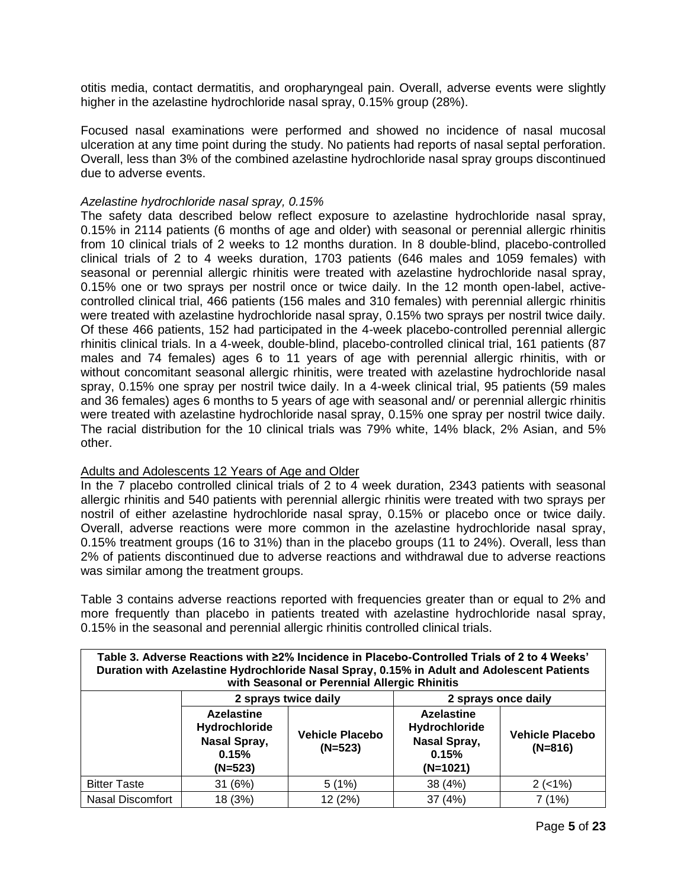otitis media, contact dermatitis, and oropharyngeal pain. Overall, adverse events were slightly higher in the azelastine hydrochloride nasal spray, 0.15% group (28%).

Focused nasal examinations were performed and showed no incidence of nasal mucosal ulceration at any time point during the study. No patients had reports of nasal septal perforation. Overall, less than 3% of the combined azelastine hydrochloride nasal spray groups discontinued due to adverse events.

*Azelastine hydrochloride nasal spray, 0.15%*

The safety data described below reflect exposure to azelastine hydrochloride nasal spray, 0.15% in 2114 patients (6 months of age and older) with seasonal or perennial allergic rhinitis from 10 clinical trials of 2 weeks to 12 months duration. In 8 double-blind, placebo-controlled clinical trials of 2 to 4 weeks duration, 1703 patients (646 males and 1059 females) with seasonal or perennial allergic rhinitis were treated with azelastine hydrochloride nasal spray, 0.15% one or two sprays per nostril once or twice daily. In the 12 month open-label, active-controlled clinical trial, 466 patients (156 males and 310 females) with perennial allergic rhinitis were treated with azelastine hydrochloride nasal spray, 0.15% two sprays per nostril twice daily. Of these 466 patients, 152 had participated in the 4-week placebo-controlled perennial allergic rhinitis clinical trials. In a 4-week, double-blind, placebo-controlled clinical trial, 161 patients (87 males and 74 females) ages 6 to 11 years of age with perennial allergic rhinitis, with or without concomitant seasonal allergic rhinitis, were treated with azelastine hydrochloride nasal spray, 0.15% one spray per nostril twice daily. In a 4-week clinical trial, 95 patients (59 males and 36 females) ages 6 months to 5 years of age with seasonal and/ or perennial allergic rhinitis were treated with azelastine hydrochloride nasal spray, 0.15% one spray per nostril twice daily. The racial distribution for the 10 clinical trials was 79% white, 14% black, 2% Asian, and 5% other.

Adults and Adolescents 12 Years of Age and Older

In the 7 placebo controlled clinical trials of 2 to 4 week duration, 2343 patients with seasonal allergic rhinitis and 540 patients with perennial allergic rhinitis were treated with two sprays per nostril of either azelastine hydrochloride nasal spray, 0.15% or placebo once or twice daily. Overall, adverse reactions were more common in the azelastine hydrochloride nasal spray, 0.15% treatment groups (16 to 31%) than in the placebo groups (11 to 24%). Overall, less than 2% of patients discontinued due to adverse reactions and withdrawal due to adverse reactions was similar among the treatment groups.

Table 3 contains adverse reactions reported with frequencies greater than or equal to 2% and more frequently than placebo in patients treated with azelastine hydrochloride nasal spray, 0.15% in the seasonal and perennial allergic rhinitis controlled clinical trials.

**Table 3. Adverse Reactions with ≥2% Incidence in Placebo-Controlled Trials of 2 to 4 Weeks' Duration with Azelastine Hydrochloride Nasal Spray, 0.15% in Adult and Adolescent Patients with Seasonal or Perennial Allergic Rhinitis**

| | 2 sprays twice daily | | 2 sprays once daily | |
|---|---|---|---|---|
| | Azelastine Hydrochloride Nasal Spray, 0.15% (N=523) | Vehicle Placebo (N=523) | Azelastine Hydrochloride Nasal Spray, 0.15% (N=1021) | Vehicle Placebo (N=816) |
| Bitter Taste | 31 (6%) | 5 (1%) | 38 (4%) | 2 (<1%) |
| Nasal Discomfort | 18 (3%) | 12 (2%) | 37 (4%) | 7 (1%) |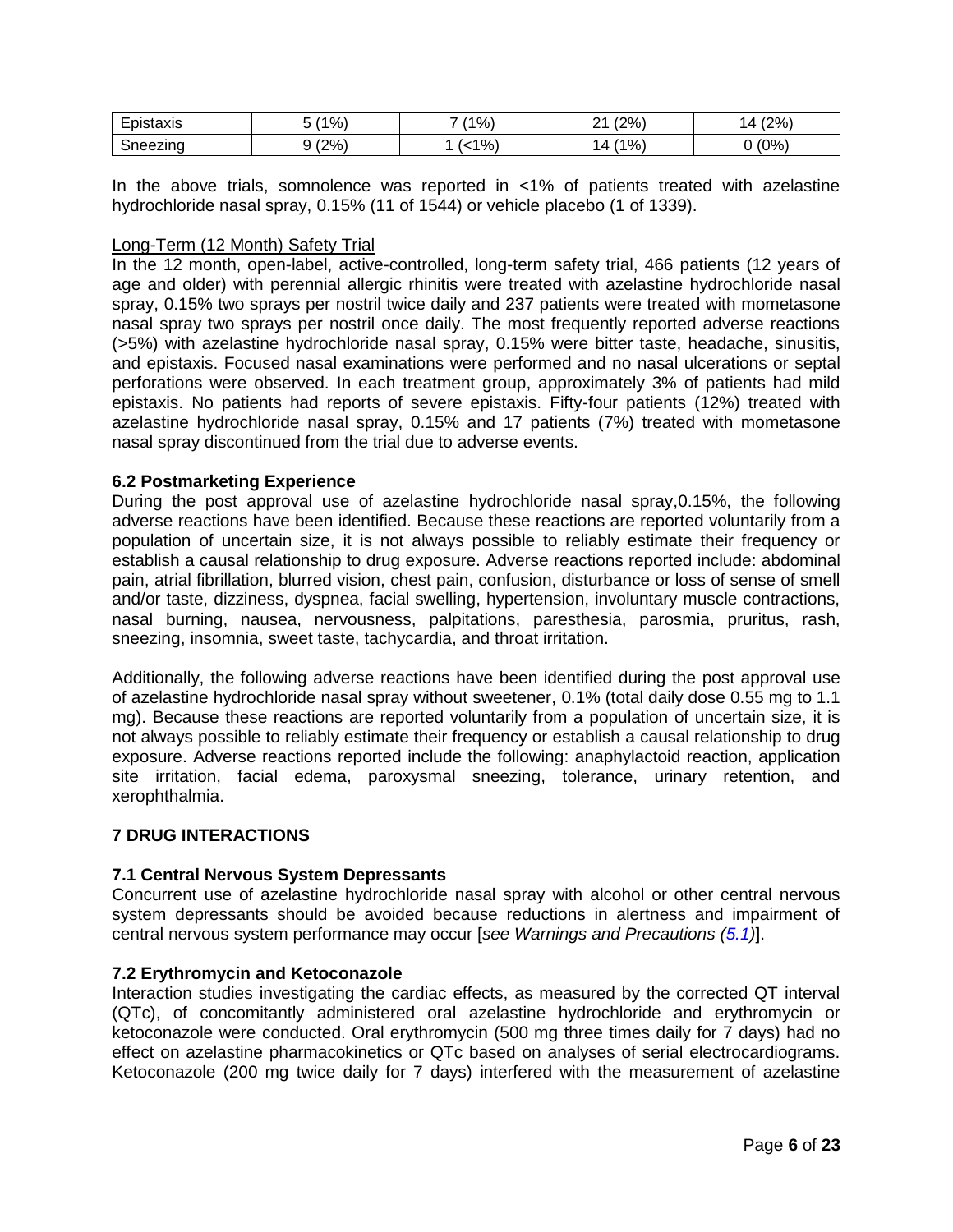| Epistaxis | 5 (1%) | 7 (1%) | 21 (2%) | 14 (2%) |
|---|---|---|---|---|
| Sneezing | 9 (2%) | 1 (<1%) | 14 (1%) | 0 (0%) |

In the above trials, somnolence was reported in <1% of patients treated with azelastine hydrochloride nasal spray, 0.15% (11 of 1544) or vehicle placebo (1 of 1339).

Long-Term (12 Month) Safety Trial

In the 12 month, open-label, active-controlled, long-term safety trial, 466 patients (12 years of age and older) with perennial allergic rhinitis were treated with azelastine hydrochloride nasal spray, 0.15% two sprays per nostril twice daily and 237 patients were treated with mometasone nasal spray two sprays per nostril once daily. The most frequently reported adverse reactions (>5%) with azelastine hydrochloride nasal spray, 0.15% were bitter taste, headache, sinusitis, and epistaxis. Focused nasal examinations were performed and no nasal ulcerations or septal perforations were observed. In each treatment group, approximately 3% of patients had mild epistaxis. No patients had reports of severe epistaxis. Fifty-four patients (12%) treated with azelastine hydrochloride nasal spray, 0.15% and 17 patients (7%) treated with mometasone nasal spray discontinued from the trial due to adverse events.

### 6.2 Postmarketing Experience

During the post approval use of azelastine hydrochloride nasal spray,0.15%, the following adverse reactions have been identified. Because these reactions are reported voluntarily from a population of uncertain size, it is not always possible to reliably estimate their frequency or establish a causal relationship to drug exposure. Adverse reactions reported include: abdominal pain, atrial fibrillation, blurred vision, chest pain, confusion, disturbance or loss of sense of smell and/or taste, dizziness, dyspnea, facial swelling, hypertension, involuntary muscle contractions, nasal burning, nausea, nervousness, palpitations, paresthesia, parosmia, pruritus, rash, sneezing, insomnia, sweet taste, tachycardia, and throat irritation.

Additionally, the following adverse reactions have been identified during the post approval use of azelastine hydrochloride nasal spray without sweetener, 0.1% (total daily dose 0.55 mg to 1.1 mg). Because these reactions are reported voluntarily from a population of uncertain size, it is not always possible to reliably estimate their frequency or establish a causal relationship to drug exposure. Adverse reactions reported include the following: anaphylactoid reaction, application site irritation, facial edema, paroxysmal sneezing, tolerance, urinary retention, and xerophthalmia.

## 7 DRUG INTERACTIONS

### 7.1 Central Nervous System Depressants

Concurrent use of azelastine hydrochloride nasal spray with alcohol or other central nervous system depressants should be avoided because reductions in alertness and impairment of central nervous system performance may occur [*see Warnings and Precautions (5.1)*].

### 7.2 Erythromycin and Ketoconazole

Interaction studies investigating the cardiac effects, as measured by the corrected QT interval (QTc), of concomitantly administered oral azelastine hydrochloride and erythromycin or ketoconazole were conducted. Oral erythromycin (500 mg three times daily for 7 days) had no effect on azelastine pharmacokinetics or QTc based on analyses of serial electrocardiograms. Ketoconazole (200 mg twice daily for 7 days) interfered with the measurement of azelastine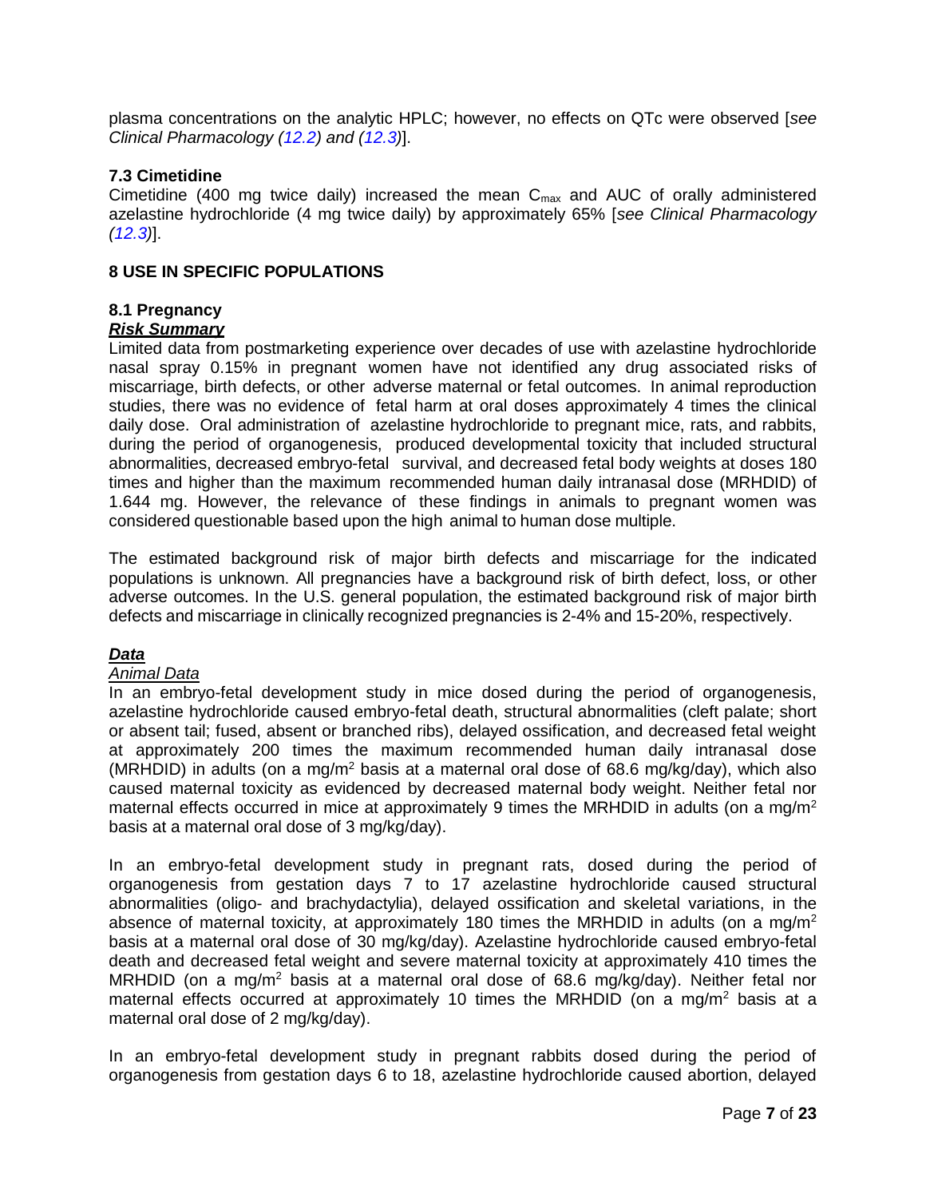plasma concentrations on the analytic HPLC; however, no effects on QTc were observed [*see Clinical Pharmacology (12.2) and (12.3)*].

### 7.3 Cimetidine

Cimetidine (400 mg twice daily) increased the mean $C_{max}$ and AUC of orally administered azelastine hydrochloride (4 mg twice daily) by approximately 65% [*see Clinical Pharmacology (12.3)*].

## 8 USE IN SPECIFIC POPULATIONS

### 8.1 Pregnancy

***Risk Summary***

Limited data from postmarketing experience over decades of use with azelastine hydrochloride nasal spray 0.15% in pregnant women have not identified any drug associated risks of miscarriage, birth defects, or other adverse maternal or fetal outcomes. In animal reproduction studies, there was no evidence of fetal harm at oral doses approximately 4 times the clinical daily dose. Oral administration of azelastine hydrochloride to pregnant mice, rats, and rabbits, during the period of organogenesis, produced developmental toxicity that included structural abnormalities, decreased embryo-fetal survival, and decreased fetal body weights at doses 180 times and higher than the maximum recommended human daily intranasal dose (MRHDID) of 1.644 mg. However, the relevance of these findings in animals to pregnant women was considered questionable based upon the high animal to human dose multiple.

The estimated background risk of major birth defects and miscarriage for the indicated populations is unknown. All pregnancies have a background risk of birth defect, loss, or other adverse outcomes. In the U.S. general population, the estimated background risk of major birth defects and miscarriage in clinically recognized pregnancies is 2-4% and 15-20%, respectively.

***Data***

*Animal Data*

In an embryo-fetal development study in mice dosed during the period of organogenesis, azelastine hydrochloride caused embryo-fetal death, structural abnormalities (cleft palate; short or absent tail; fused, absent or branched ribs), delayed ossification, and decreased fetal weight at approximately 200 times the maximum recommended human daily intranasal dose (MRHDID) in adults (on a $mg/m^2$ basis at a maternal oral dose of 68.6 mg/kg/day), which also caused maternal toxicity as evidenced by decreased maternal body weight. Neither fetal nor maternal effects occurred in mice at approximately 9 times the MRHDID in adults (on a $mg/m^2$ basis at a maternal oral dose of 3 mg/kg/day).

In an embryo-fetal development study in pregnant rats, dosed during the period of organogenesis from gestation days 7 to 17 azelastine hydrochloride caused structural abnormalities (oligo- and brachydactylia), delayed ossification and skeletal variations, in the absence of maternal toxicity, at approximately 180 times the MRHDID in adults (on a $mg/m^2$ basis at a maternal oral dose of 30 mg/kg/day). Azelastine hydrochloride caused embryo-fetal death and decreased fetal weight and severe maternal toxicity at approximately 410 times the MRHDID (on a $mg/m^2$ basis at a maternal oral dose of 68.6 mg/kg/day). Neither fetal nor maternal effects occurred at approximately 10 times the MRHDID (on a $mg/m^2$ basis at a maternal oral dose of 2 mg/kg/day).

In an embryo-fetal development study in pregnant rabbits dosed during the period of organogenesis from gestation days 6 to 18, azelastine hydrochloride caused abortion, delayed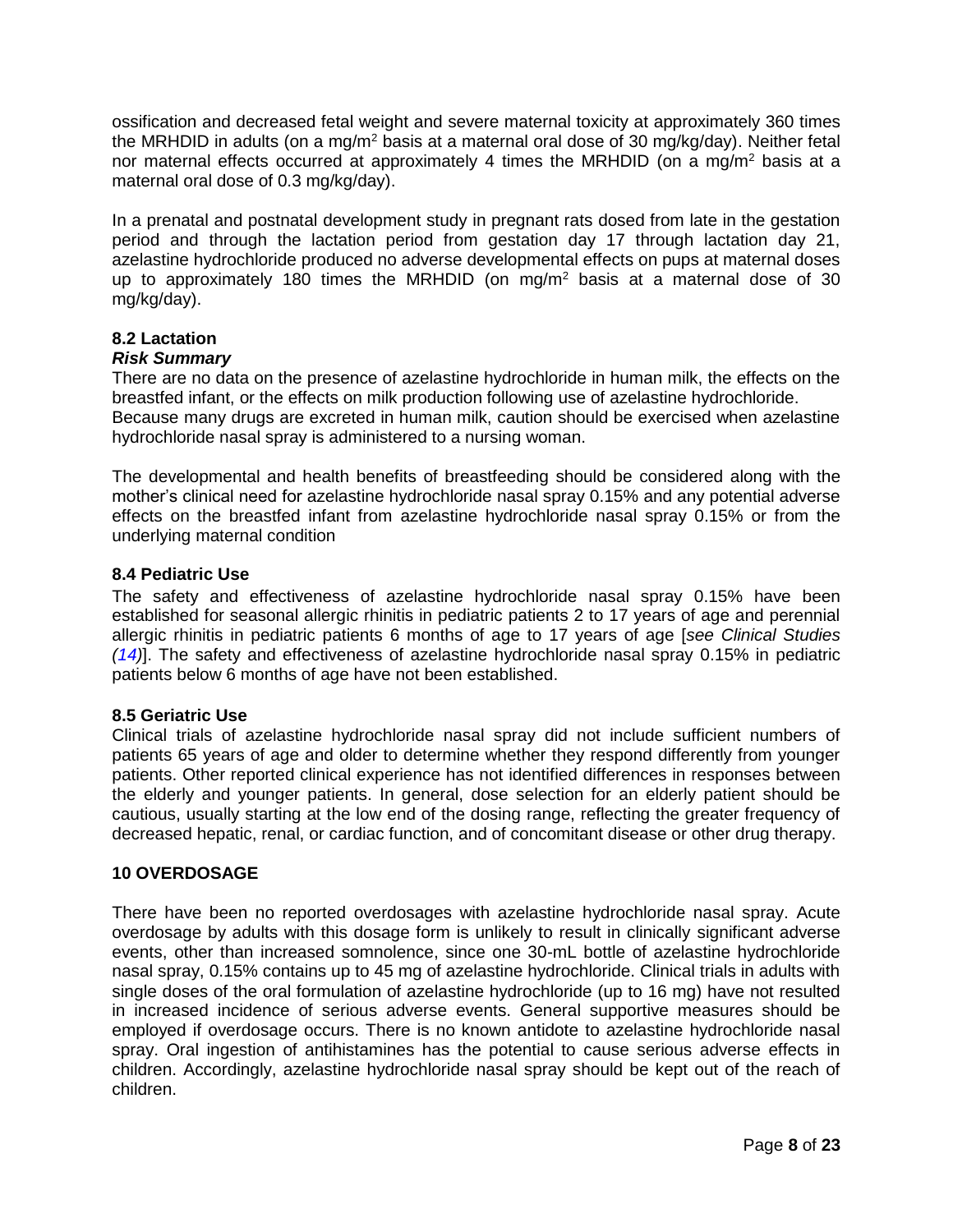ossification and decreased fetal weight and severe maternal toxicity at approximately 360 times the MRHDID in adults (on a mg/m$^2$ basis at a maternal oral dose of 30 mg/kg/day). Neither fetal nor maternal effects occurred at approximately 4 times the MRHDID (on a mg/m$^2$ basis at a maternal oral dose of 0.3 mg/kg/day).

In a prenatal and postnatal development study in pregnant rats dosed from late in the gestation period and through the lactation period from gestation day 17 through lactation day 21, azelastine hydrochloride produced no adverse developmental effects on pups at maternal doses up to approximately 180 times the MRHDID (on mg/m$^2$ basis at a maternal dose of 30 mg/kg/day).

### 8.2 Lactation

***Risk Summary***

There are no data on the presence of azelastine hydrochloride in human milk, the effects on the breastfed infant, or the effects on milk production following use of azelastine hydrochloride. Because many drugs are excreted in human milk, caution should be exercised when azelastine hydrochloride nasal spray is administered to a nursing woman.

The developmental and health benefits of breastfeeding should be considered along with the mother's clinical need for azelastine hydrochloride nasal spray 0.15% and any potential adverse effects on the breastfed infant from azelastine hydrochloride nasal spray 0.15% or from the underlying maternal condition

### 8.4 Pediatric Use

The safety and effectiveness of azelastine hydrochloride nasal spray 0.15% have been established for seasonal allergic rhinitis in pediatric patients 2 to 17 years of age and perennial allergic rhinitis in pediatric patients 6 months of age to 17 years of age [*see Clinical Studies (14)*]. The safety and effectiveness of azelastine hydrochloride nasal spray 0.15% in pediatric patients below 6 months of age have not been established.

### 8.5 Geriatric Use

Clinical trials of azelastine hydrochloride nasal spray did not include sufficient numbers of patients 65 years of age and older to determine whether they respond differently from younger patients. Other reported clinical experience has not identified differences in responses between the elderly and younger patients. In general, dose selection for an elderly patient should be cautious, usually starting at the low end of the dosing range, reflecting the greater frequency of decreased hepatic, renal, or cardiac function, and of concomitant disease or other drug therapy.

## 10 OVERDOSAGE

There have been no reported overdosages with azelastine hydrochloride nasal spray. Acute overdosage by adults with this dosage form is unlikely to result in clinically significant adverse events, other than increased somnolence, since one 30-mL bottle of azelastine hydrochloride nasal spray, 0.15% contains up to 45 mg of azelastine hydrochloride. Clinical trials in adults with single doses of the oral formulation of azelastine hydrochloride (up to 16 mg) have not resulted in increased incidence of serious adverse events. General supportive measures should be employed if overdosage occurs. There is no known antidote to azelastine hydrochloride nasal spray. Oral ingestion of antihistamines has the potential to cause serious adverse effects in children. Accordingly, azelastine hydrochloride nasal spray should be kept out of the reach of children.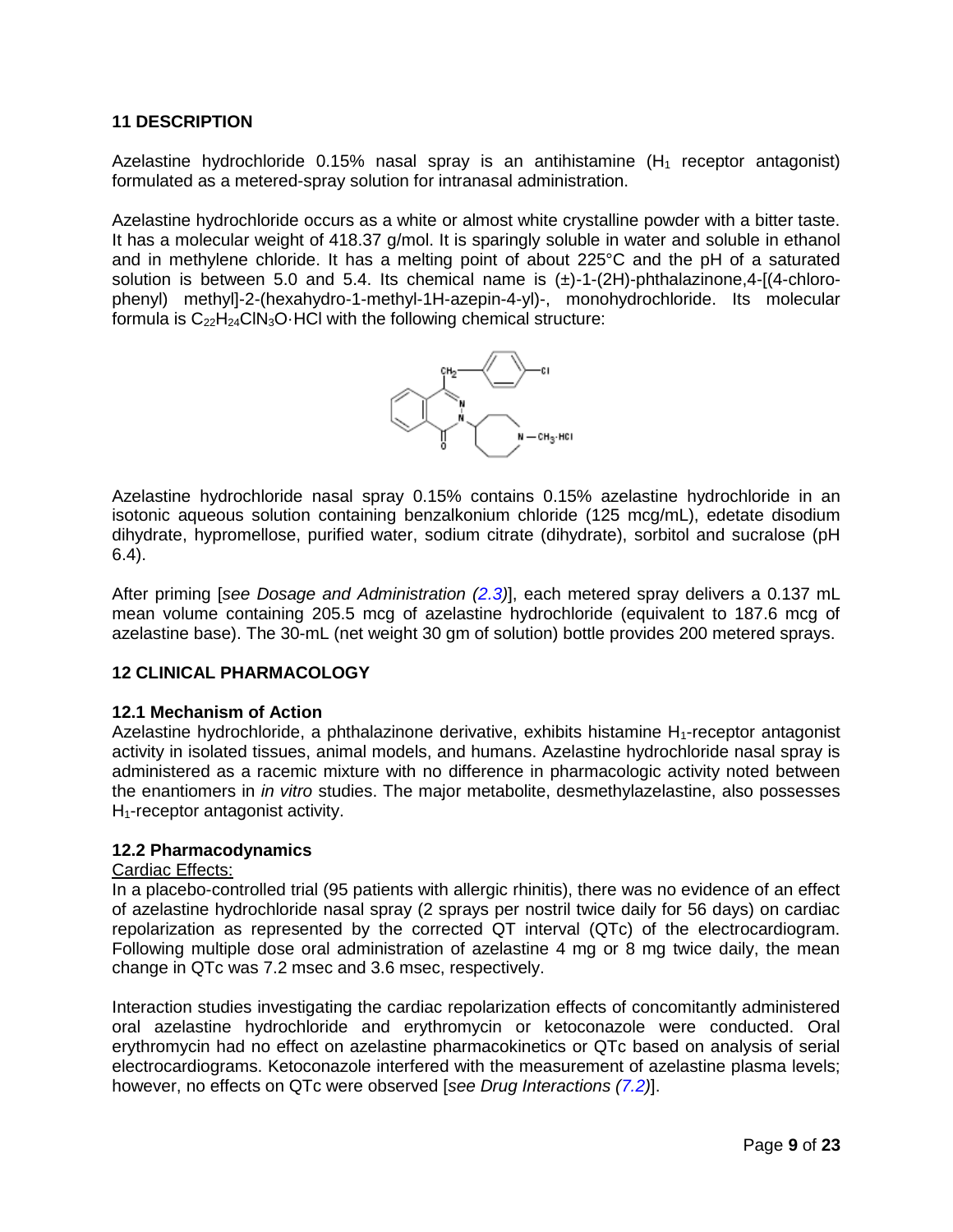## 11 DESCRIPTION

Azelastine hydrochloride 0.15% nasal spray is an antihistamine ($H_1$ receptor antagonist) formulated as a metered-spray solution for intranasal administration.

Azelastine hydrochloride occurs as a white or almost white crystalline powder with a bitter taste. It has a molecular weight of 418.37 g/mol. It is sparingly soluble in water and soluble in ethanol and in methylene chloride. It has a melting point of about 225°C and the pH of a saturated solution is between 5.0 and 5.4. Its chemical name is (±)-1-(2H)-phthalazinone,4-[(4-chloro-phenyl) methyl]-2-(hexahydro-1-methyl-1H-azepin-4-yl)-, monohydrochloride. Its molecular formula is $C_{22}H_{24}ClN_3O \cdot HCl$ with the following chemical structure:

Azelastine hydrochloride nasal spray 0.15% contains 0.15% azelastine hydrochloride in an isotonic aqueous solution containing benzalkonium chloride (125 mcg/mL), edetate disodium dihydrate, hypromellose, purified water, sodium citrate (dihydrate), sorbitol and sucralose (pH 6.4).

After priming [*see Dosage and Administration (2.3)*], each metered spray delivers a 0.137 mL mean volume containing 205.5 mcg of azelastine hydrochloride (equivalent to 187.6 mcg of azelastine base). The 30-mL (net weight 30 gm of solution) bottle provides 200 metered sprays.

## 12 CLINICAL PHARMACOLOGY

### 12.1 Mechanism of Action

Azelastine hydrochloride, a phthalazinone derivative, exhibits histamine $H_1$-receptor antagonist activity in isolated tissues, animal models, and humans. Azelastine hydrochloride nasal spray is administered as a racemic mixture with no difference in pharmacologic activity noted between the enantiomers in *in vitro* studies. The major metabolite, desmethylazelastine, also possesses $H_1$-receptor antagonist activity.

### 12.2 Pharmacodynamics

Cardiac Effects:

In a placebo-controlled trial (95 patients with allergic rhinitis), there was no evidence of an effect of azelastine hydrochloride nasal spray (2 sprays per nostril twice daily for 56 days) on cardiac repolarization as represented by the corrected QT interval (QTc) of the electrocardiogram. Following multiple dose oral administration of azelastine 4 mg or 8 mg twice daily, the mean change in QTc was 7.2 msec and 3.6 msec, respectively.

Interaction studies investigating the cardiac repolarization effects of concomitantly administered oral azelastine hydrochloride and erythromycin or ketoconazole were conducted. Oral erythromycin had no effect on azelastine pharmacokinetics or QTc based on analysis of serial electrocardiograms. Ketoconazole interfered with the measurement of azelastine plasma levels; however, no effects on QTc were observed [*see Drug Interactions (7.2)*].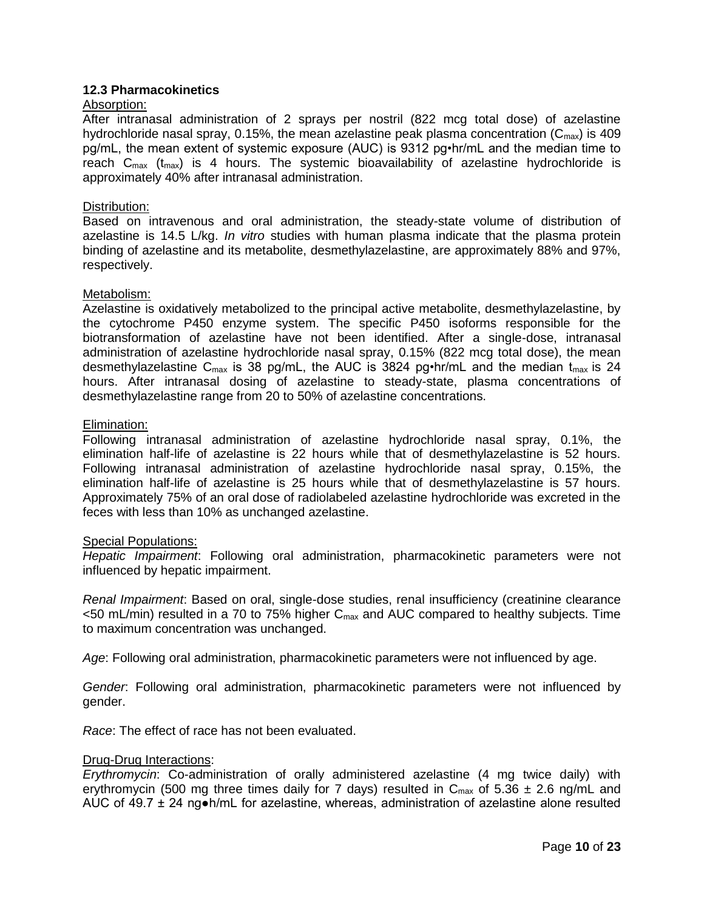### 12.3 Pharmacokinetics

Absorption:

After intranasal administration of 2 sprays per nostril (822 mcg total dose) of azelastine hydrochloride nasal spray, 0.15%, the mean azelastine peak plasma concentration ($C_{max}$) is 409 pg/mL, the mean extent of systemic exposure (AUC) is 9312 pg•hr/mL and the median time to reach $C_{max}$ ($t_{max}$) is 4 hours. The systemic bioavailability of azelastine hydrochloride is approximately 40% after intranasal administration.

Distribution:

Based on intravenous and oral administration, the steady-state volume of distribution of azelastine is 14.5 L/kg. *In vitro* studies with human plasma indicate that the plasma protein binding of azelastine and its metabolite, desmethylazelastine, are approximately 88% and 97%, respectively.

Metabolism:

Azelastine is oxidatively metabolized to the principal active metabolite, desmethylazelastine, by the cytochrome P450 enzyme system. The specific P450 isoforms responsible for the biotransformation of azelastine have not been identified. After a single-dose, intranasal administration of azelastine hydrochloride nasal spray, 0.15% (822 mcg total dose), the mean desmethylazelastine $C_{max}$ is 38 pg/mL, the AUC is 3824 pg•hr/mL and the median $t_{max}$ is 24 hours. After intranasal dosing of azelastine to steady-state, plasma concentrations of desmethylazelastine range from 20 to 50% of azelastine concentrations.

Elimination:

Following intranasal administration of azelastine hydrochloride nasal spray, 0.1%, the elimination half-life of azelastine is 22 hours while that of desmethylazelastine is 52 hours. Following intranasal administration of azelastine hydrochloride nasal spray, 0.15%, the elimination half-life of azelastine is 25 hours while that of desmethylazelastine is 57 hours. Approximately 75% of an oral dose of radiolabeled azelastine hydrochloride was excreted in the feces with less than 10% as unchanged azelastine.

Special Populations:

*Hepatic Impairment*: Following oral administration, pharmacokinetic parameters were not influenced by hepatic impairment.

*Renal Impairment*: Based on oral, single-dose studies, renal insufficiency (creatinine clearance <50 mL/min) resulted in a 70 to 75% higher $C_{max}$ and AUC compared to healthy subjects. Time to maximum concentration was unchanged.

*Age*: Following oral administration, pharmacokinetic parameters were not influenced by age.

*Gender*: Following oral administration, pharmacokinetic parameters were not influenced by gender.

*Race*: The effect of race has not been evaluated.

Drug-Drug Interactions:

*Erythromycin*: Co-administration of orally administered azelastine (4 mg twice daily) with erythromycin (500 mg three times daily for 7 days) resulted in $C_{max}$ of 5.36 ± 2.6 ng/mL and AUC of 49.7 ± 24 ng●h/mL for azelastine, whereas, administration of azelastine alone resulted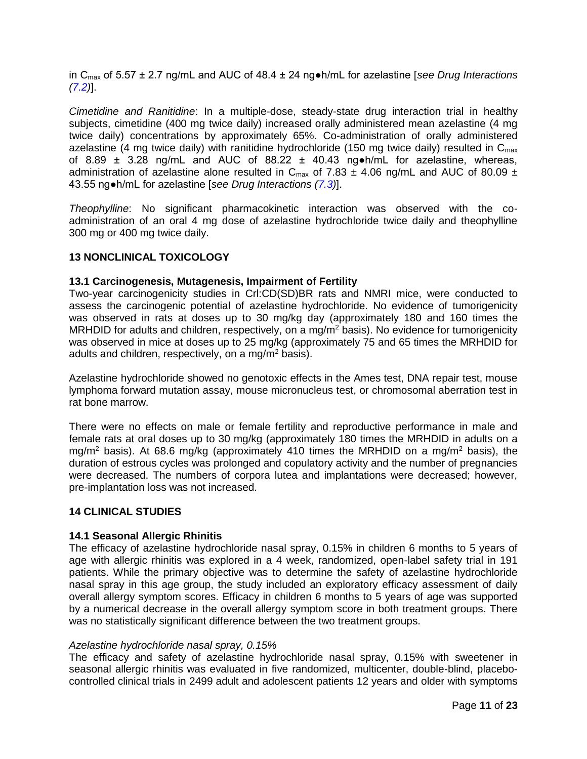in $C_{max}$ of 5.57 ± 2.7 ng/mL and AUC of 48.4 ± 24 ng●h/mL for azelastine [*see Drug Interactions (7.2)*].

*Cimetidine and Ranitidine*: In a multiple-dose, steady-state drug interaction trial in healthy subjects, cimetidine (400 mg twice daily) increased orally administered mean azelastine (4 mg twice daily) concentrations by approximately 65%. Co-administration of orally administered azelastine (4 mg twice daily) with ranitidine hydrochloride (150 mg twice daily) resulted in $C_{max}$ of 8.89 ± 3.28 ng/mL and AUC of 88.22 ± 40.43 ng●h/mL for azelastine, whereas, administration of azelastine alone resulted in $C_{max}$ of 7.83 ± 4.06 ng/mL and AUC of 80.09 ± 43.55 ng●h/mL for azelastine [*see Drug Interactions (7.3)*].

*Theophylline*: No significant pharmacokinetic interaction was observed with the co-administration of an oral 4 mg dose of azelastine hydrochloride twice daily and theophylline 300 mg or 400 mg twice daily.

## 13 NONCLINICAL TOXICOLOGY

### 13.1 Carcinogenesis, Mutagenesis, Impairment of Fertility

Two-year carcinogenicity studies in Crl:CD(SD)BR rats and NMRI mice, were conducted to assess the carcinogenic potential of azelastine hydrochloride. No evidence of tumorigenicity was observed in rats at doses up to 30 mg/kg day (approximately 180 and 160 times the MRHDID for adults and children, respectively, on a mg/m$^2$ basis). No evidence for tumorigenicity was observed in mice at doses up to 25 mg/kg (approximately 75 and 65 times the MRHDID for adults and children, respectively, on a mg/m$^2$ basis).

Azelastine hydrochloride showed no genotoxic effects in the Ames test, DNA repair test, mouse lymphoma forward mutation assay, mouse micronucleus test, or chromosomal aberration test in rat bone marrow.

There were no effects on male or female fertility and reproductive performance in male and female rats at oral doses up to 30 mg/kg (approximately 180 times the MRHDID in adults on a mg/m$^2$ basis). At 68.6 mg/kg (approximately 410 times the MRHDID on a mg/m$^2$ basis), the duration of estrous cycles was prolonged and copulatory activity and the number of pregnancies were decreased. The numbers of corpora lutea and implantations were decreased; however, pre-implantation loss was not increased.

## 14 CLINICAL STUDIES

### 14.1 Seasonal Allergic Rhinitis

The efficacy of azelastine hydrochloride nasal spray, 0.15% in children 6 months to 5 years of age with allergic rhinitis was explored in a 4 week, randomized, open-label safety trial in 191 patients. While the primary objective was to determine the safety of azelastine hydrochloride nasal spray in this age group, the study included an exploratory efficacy assessment of daily overall allergy symptom scores. Efficacy in children 6 months to 5 years of age was supported by a numerical decrease in the overall allergy symptom score in both treatment groups. There was no statistically significant difference between the two treatment groups.

*Azelastine hydrochloride nasal spray, 0.15%*

The efficacy and safety of azelastine hydrochloride nasal spray, 0.15% with sweetener in seasonal allergic rhinitis was evaluated in five randomized, multicenter, double-blind, placebo-controlled clinical trials in 2499 adult and adolescent patients 12 years and older with symptoms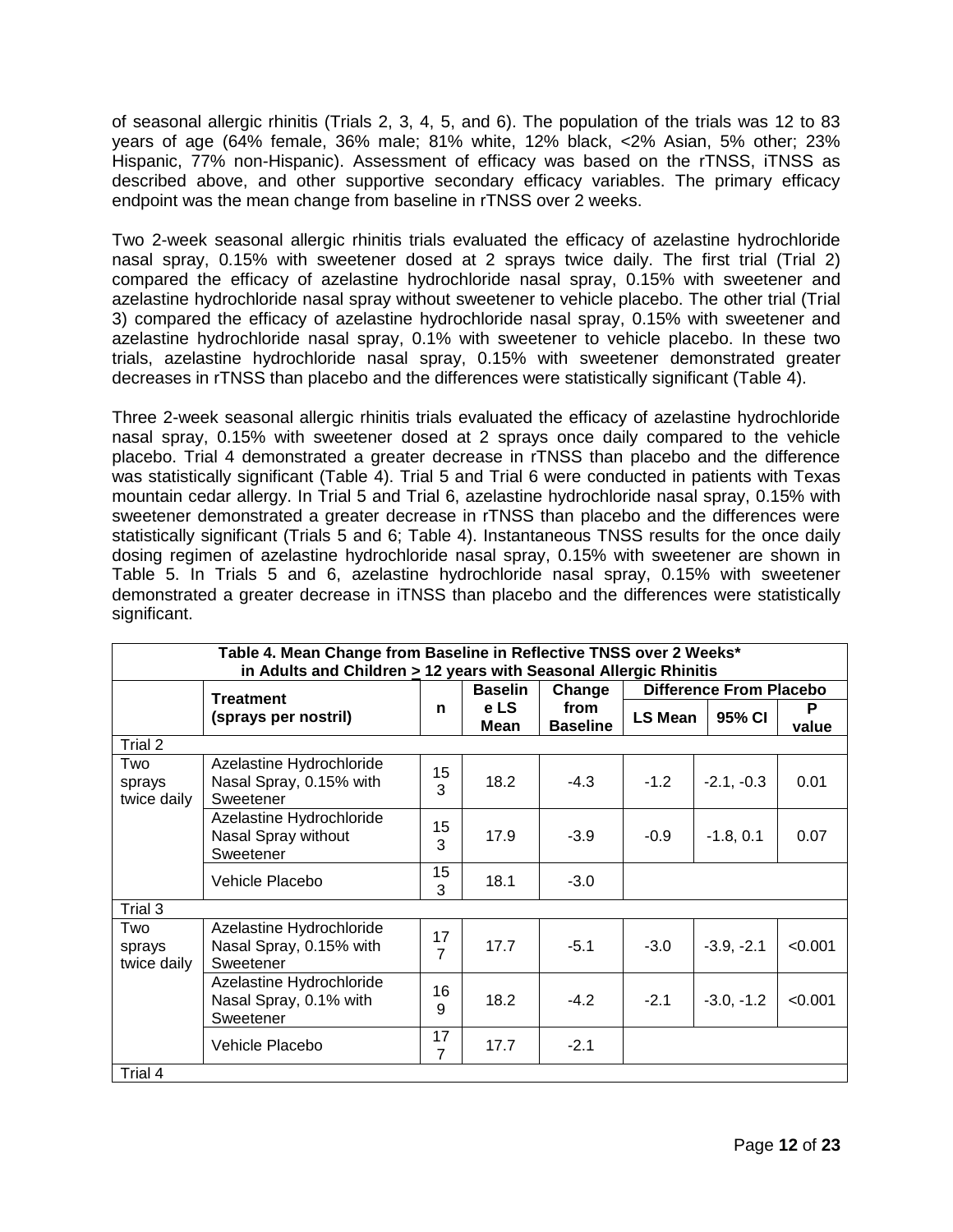of seasonal allergic rhinitis (Trials 2, 3, 4, 5, and 6). The population of the trials was 12 to 83 years of age (64% female, 36% male; 81% white, 12% black, <2% Asian, 5% other; 23% Hispanic, 77% non-Hispanic). Assessment of efficacy was based on the rTNSS, iTNSS as described above, and other supportive secondary efficacy variables. The primary efficacy endpoint was the mean change from baseline in rTNSS over 2 weeks.

Two 2-week seasonal allergic rhinitis trials evaluated the efficacy of azelastine hydrochloride nasal spray, 0.15% with sweetener dosed at 2 sprays twice daily. The first trial (Trial 2) compared the efficacy of azelastine hydrochloride nasal spray, 0.15% with sweetener and azelastine hydrochloride nasal spray without sweetener to vehicle placebo. The other trial (Trial 3) compared the efficacy of azelastine hydrochloride nasal spray, 0.15% with sweetener and azelastine hydrochloride nasal spray, 0.1% with sweetener to vehicle placebo. In these two trials, azelastine hydrochloride nasal spray, 0.15% with sweetener demonstrated greater decreases in rTNSS than placebo and the differences were statistically significant (Table 4).

Three 2-week seasonal allergic rhinitis trials evaluated the efficacy of azelastine hydrochloride nasal spray, 0.15% with sweetener dosed at 2 sprays once daily compared to the vehicle placebo. Trial 4 demonstrated a greater decrease in rTNSS than placebo and the difference was statistically significant (Table 4). Trial 5 and Trial 6 were conducted in patients with Texas mountain cedar allergy. In Trial 5 and Trial 6, azelastine hydrochloride nasal spray, 0.15% with sweetener demonstrated a greater decrease in rTNSS than placebo and the differences were statistically significant (Trials 5 and 6; Table 4). Instantaneous TNSS results for the once daily dosing regimen of azelastine hydrochloride nasal spray, 0.15% with sweetener are shown in Table 5. In Trials 5 and 6, azelastine hydrochloride nasal spray, 0.15% with sweetener demonstrated a greater decrease in iTNSS than placebo and the differences were statistically significant.

**Table 4. Mean Change from Baseline in Reflective TNSS over 2 Weeks\* in Adults and Children ≥ 12 years with Seasonal Allergic Rhinitis**

| | Treatment (sprays per nostril) | n | Baseline LS Mean | Change from Baseline | Difference From Placebo | | |
|---|---|---|---|---|---|---|---|
| | | | | | LS Mean | 95% CI | P value |
| Trial 2 | | | | | | | |
| Two sprays twice daily | Azelastine Hydrochloride Nasal Spray, 0.15% with Sweetener | 153 | 18.2 | -4.3 | -1.2 | -2.1, -0.3 | 0.01 |
| | Azelastine Hydrochloride Nasal Spray without Sweetener | 153 | 17.9 | -3.9 | -0.9 | -1.8, 0.1 | 0.07 |
| | Vehicle Placebo | 153 | 18.1 | -3.0 | | | |
| Trial 3 | | | | | | | |
| Two sprays twice daily | Azelastine Hydrochloride Nasal Spray, 0.15% with Sweetener | 177 | 17.7 | -5.1 | -3.0 | -3.9, -2.1 | <0.001 |
| | Azelastine Hydrochloride Nasal Spray, 0.1% with Sweetener | 169 | 18.2 | -4.2 | -2.1 | -3.0, -1.2 | <0.001 |
| | Vehicle Placebo | 177 | 17.7 | -2.1 | | | |
| Trial 4 | | | | | | | |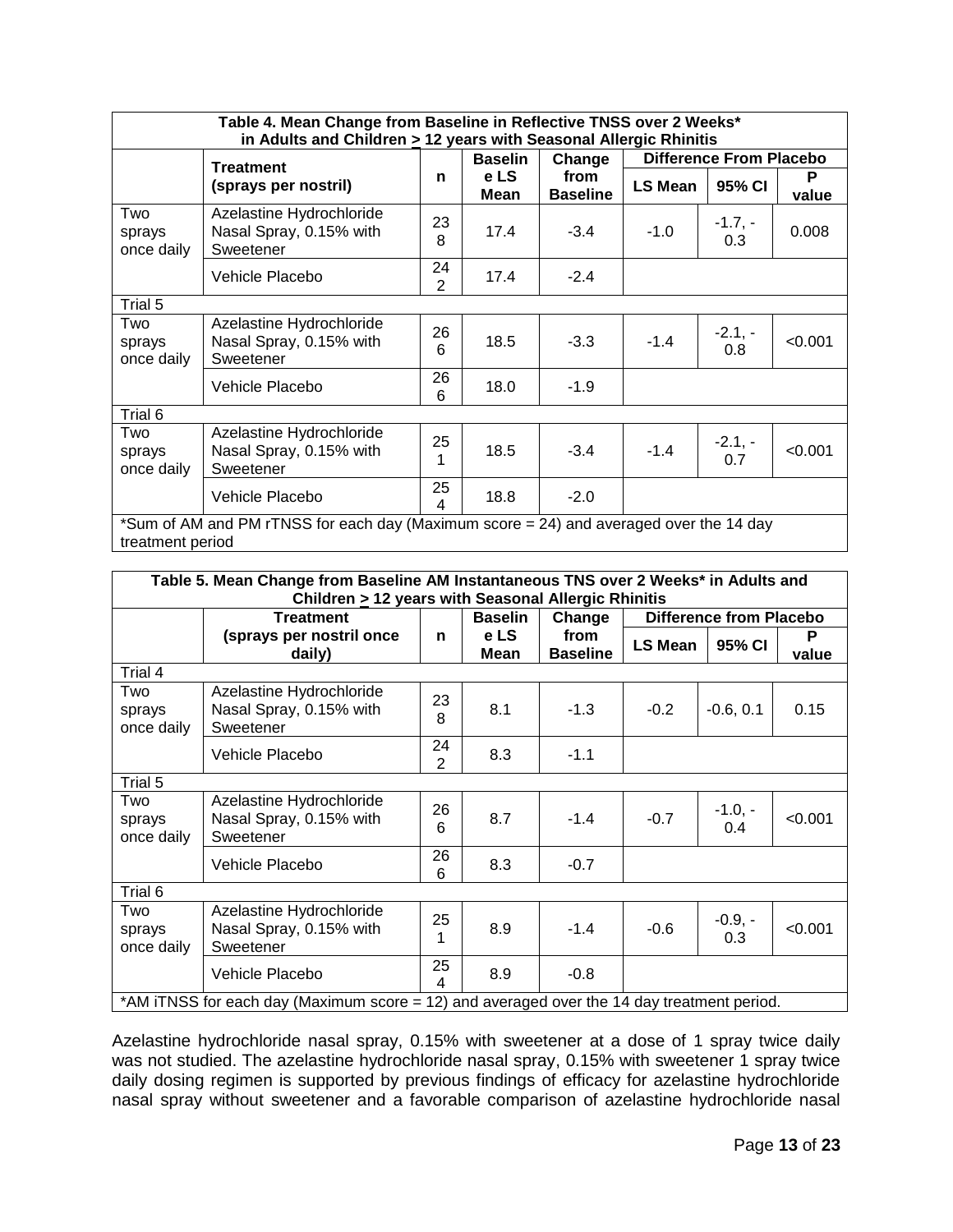| Table 4. Mean Change from Baseline in Reflective TNSS over 2 Weeks* in Adults and Children ≥ 12 years with Seasonal Allergic Rhinitis | | | | | | | |
|---|---|---|---|---|---|---|---|
| | Treatment (sprays per nostril) | n | Baseline LS Mean | Change from Baseline | Difference From Placebo | | |
| | | | | | LS Mean | 95% CI | P value |
| Two sprays once daily | Azelastine Hydrochloride Nasal Spray, 0.15% with Sweetener | 238 | 17.4 | -3.4 | -1.0 | -1.7, -0.3 | 0.008 |
| | Vehicle Placebo | 242 | 17.4 | -2.4 | | | |
| Trial 5 | | | | | | | |
| Two sprays once daily | Azelastine Hydrochloride Nasal Spray, 0.15% with Sweetener | 266 | 18.5 | -3.3 | -1.4 | -2.1, -0.8 | <0.001 |
| | Vehicle Placebo | 266 | 18.0 | -1.9 | | | |
| Trial 6 | | | | | | | |
| Two sprays once daily | Azelastine Hydrochloride Nasal Spray, 0.15% with Sweetener | 251 | 18.5 | -3.4 | -1.4 | -2.1, -0.7 | <0.001 |
| | Vehicle Placebo | 254 | 18.8 | -2.0 | | | |
| *Sum of AM and PM rTNSS for each day (Maximum score = 24) and averaged over the 14 day treatment period | | | | | | | |

| Table 5. Mean Change from Baseline AM Instantaneous TNS over 2 Weeks* in Adults and Children ≥ 12 years with Seasonal Allergic Rhinitis | | | | | | | |
|---|---|---|---|---|---|---|---|
| | Treatment (sprays per nostril once daily) | n | Baseline LS Mean | Change from Baseline | Difference from Placebo | | |
| | | | | | LS Mean | 95% CI | P value |
| Trial 4 | | | | | | | |
| Two sprays once daily | Azelastine Hydrochloride Nasal Spray, 0.15% with Sweetener | 238 | 8.1 | -1.3 | -0.2 | -0.6, 0.1 | 0.15 |
| | Vehicle Placebo | 242 | 8.3 | -1.1 | | | |
| Trial 5 | | | | | | | |
| Two sprays once daily | Azelastine Hydrochloride Nasal Spray, 0.15% with Sweetener | 266 | 8.7 | -1.4 | -0.7 | -1.0, -0.4 | <0.001 |
| | Vehicle Placebo | 266 | 8.3 | -0.7 | | | |
| Trial 6 | | | | | | | |
| Two sprays once daily | Azelastine Hydrochloride Nasal Spray, 0.15% with Sweetener | 251 | 8.9 | -1.4 | -0.6 | -0.9, -0.3 | <0.001 |
| | Vehicle Placebo | 254 | 8.9 | -0.8 | | | |
| *AM iTNSS for each day (Maximum score = 12) and averaged over the 14 day treatment period. | | | | | | | |

Azelastine hydrochloride nasal spray, 0.15% with sweetener at a dose of 1 spray twice daily was not studied. The azelastine hydrochloride nasal spray, 0.15% with sweetener 1 spray twice daily dosing regimen is supported by previous findings of efficacy for azelastine hydrochloride nasal spray without sweetener and a favorable comparison of azelastine hydrochloride nasal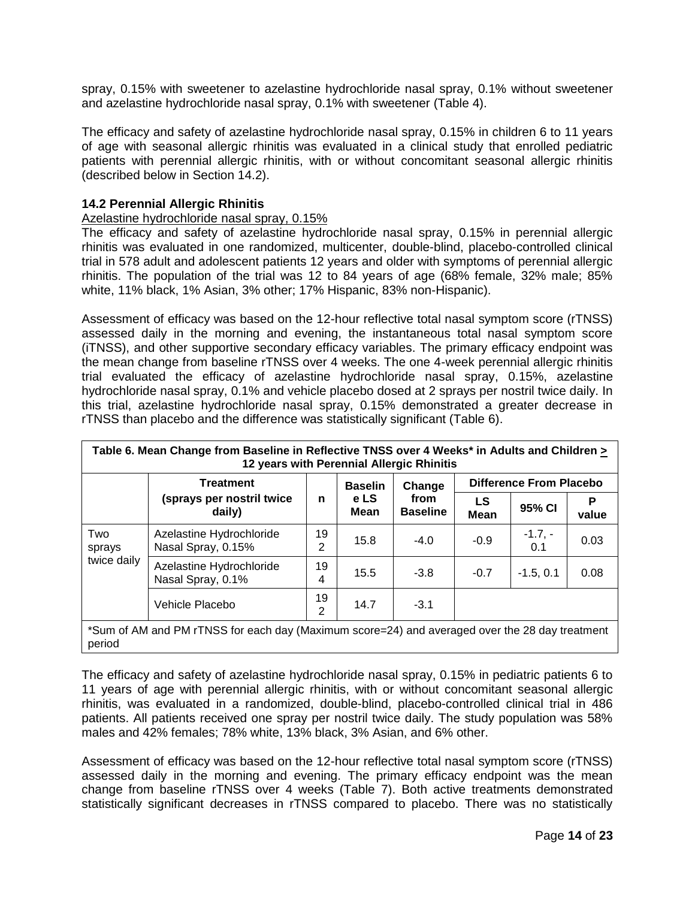spray, 0.15% with sweetener to azelastine hydrochloride nasal spray, 0.1% without sweetener and azelastine hydrochloride nasal spray, 0.1% with sweetener (Table 4).

The efficacy and safety of azelastine hydrochloride nasal spray, 0.15% in children 6 to 11 years of age with seasonal allergic rhinitis was evaluated in a clinical study that enrolled pediatric patients with perennial allergic rhinitis, with or without concomitant seasonal allergic rhinitis (described below in Section 14.2).

### 14.2 Perennial Allergic Rhinitis

Azelastine hydrochloride nasal spray, 0.15%

The efficacy and safety of azelastine hydrochloride nasal spray, 0.15% in perennial allergic rhinitis was evaluated in one randomized, multicenter, double-blind, placebo-controlled clinical trial in 578 adult and adolescent patients 12 years and older with symptoms of perennial allergic rhinitis. The population of the trial was 12 to 84 years of age (68% female, 32% male; 85% white, 11% black, 1% Asian, 3% other; 17% Hispanic, 83% non-Hispanic).

Assessment of efficacy was based on the 12-hour reflective total nasal symptom score (rTNSS) assessed daily in the morning and evening, the instantaneous total nasal symptom score (iTNSS), and other supportive secondary efficacy variables. The primary efficacy endpoint was the mean change from baseline rTNSS over 4 weeks. The one 4-week perennial allergic rhinitis trial evaluated the efficacy of azelastine hydrochloride nasal spray, 0.15%, azelastine hydrochloride nasal spray, 0.1% and vehicle placebo dosed at 2 sprays per nostril twice daily. In this trial, azelastine hydrochloride nasal spray, 0.15% demonstrated a greater decrease in rTNSS than placebo and the difference was statistically significant (Table 6).

**Table 6. Mean Change from Baseline in Reflective TNSS over 4 Weeks* in Adults and Children ≥ 12 years with Perennial Allergic Rhinitis**

| | Treatment (sprays per nostril twice daily) | n | Baseline LS Mean | Change from Baseline | Difference From Placebo | | |
|---|---|---|---|---|---|---|---|
| | | | | | LS Mean | 95% CI | P value |
| Two sprays twice daily | Azelastine Hydrochloride Nasal Spray, 0.15% | 192 | 15.8 | -4.0 | -0.9 | -1.7, -0.1 | 0.03 |
| | Azelastine Hydrochloride Nasal Spray, 0.1% | 194 | 15.5 | -3.8 | -0.7 | -1.5, 0.1 | 0.08 |
| | Vehicle Placebo | 192 | 14.7 | -3.1 | | | |

*Sum of AM and PM rTNSS for each day (Maximum score=24) and averaged over the 28 day treatment period

The efficacy and safety of azelastine hydrochloride nasal spray, 0.15% in pediatric patients 6 to 11 years of age with perennial allergic rhinitis, with or without concomitant seasonal allergic rhinitis, was evaluated in a randomized, double-blind, placebo-controlled clinical trial in 486 patients. All patients received one spray per nostril twice daily. The study population was 58% males and 42% females; 78% white, 13% black, 3% Asian, and 6% other.

Assessment of efficacy was based on the 12-hour reflective total nasal symptom score (rTNSS) assessed daily in the morning and evening. The primary efficacy endpoint was the mean change from baseline rTNSS over 4 weeks (Table 7). Both active treatments demonstrated statistically significant decreases in rTNSS compared to placebo. There was no statistically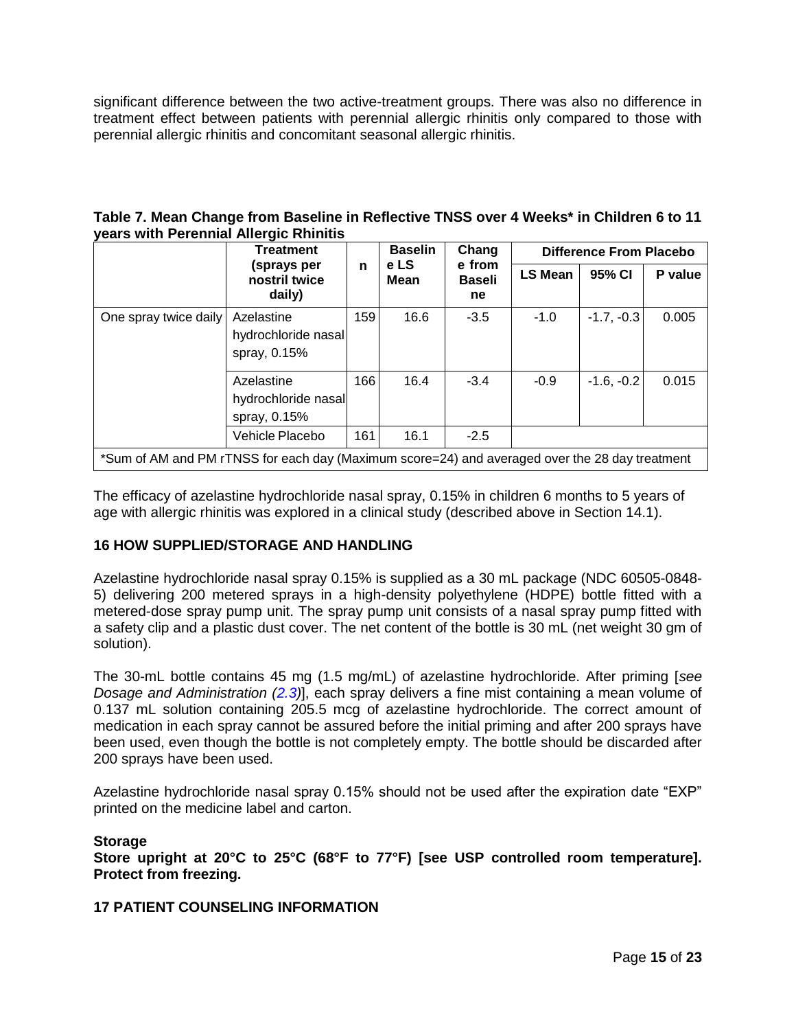significant difference between the two active-treatment groups. There was also no difference in treatment effect between patients with perennial allergic rhinitis only compared to those with perennial allergic rhinitis and concomitant seasonal allergic rhinitis.

**Table 7. Mean Change from Baseline in Reflective TNSS over 4 Weeks* in Children 6 to 11 years with Perennial Allergic Rhinitis**

| | Treatment (sprays per nostril twice daily) | n | Baseline LS Mean | Change from Baseline | Difference From Placebo | | |
|---|---|---|---|---|---|---|---|
| | | | | | LS Mean | 95% CI | P value |
| One spray twice daily | Azelastine hydrochloride nasal spray, 0.15% | 159 | 16.6 | -3.5 | -1.0 | -1.7, -0.3 | 0.005 |
| | Azelastine hydrochloride nasal spray, 0.15% | 166 | 16.4 | -3.4 | -0.9 | -1.6, -0.2 | 0.015 |
| | Vehicle Placebo | 161 | 16.1 | -2.5 | | | |

*Sum of AM and PM rTNSS for each day (Maximum score=24) and averaged over the 28 day treatment

The efficacy of azelastine hydrochloride nasal spray, 0.15% in children 6 months to 5 years of age with allergic rhinitis was explored in a clinical study (described above in Section 14.1).

## 16 HOW SUPPLIED/STORAGE AND HANDLING

Azelastine hydrochloride nasal spray 0.15% is supplied as a 30 mL package (NDC 60505-0848-5) delivering 200 metered sprays in a high-density polyethylene (HDPE) bottle fitted with a metered-dose spray pump unit. The spray pump unit consists of a nasal spray pump fitted with a safety clip and a plastic dust cover. The net content of the bottle is 30 mL (net weight 30 gm of solution).

The 30-mL bottle contains 45 mg (1.5 mg/mL) of azelastine hydrochloride. After priming [*see Dosage and Administration (2.3)*], each spray delivers a fine mist containing a mean volume of 0.137 mL solution containing 205.5 mcg of azelastine hydrochloride. The correct amount of medication in each spray cannot be assured before the initial priming and after 200 sprays have been used, even though the bottle is not completely empty. The bottle should be discarded after 200 sprays have been used.

Azelastine hydrochloride nasal spray 0.15% should not be used after the expiration date "EXP" printed on the medicine label and carton.

**Storage**

**Store upright at 20°C to 25°C (68°F to 77°F) [see USP controlled room temperature]. Protect from freezing.**

## 17 PATIENT COUNSELING INFORMATION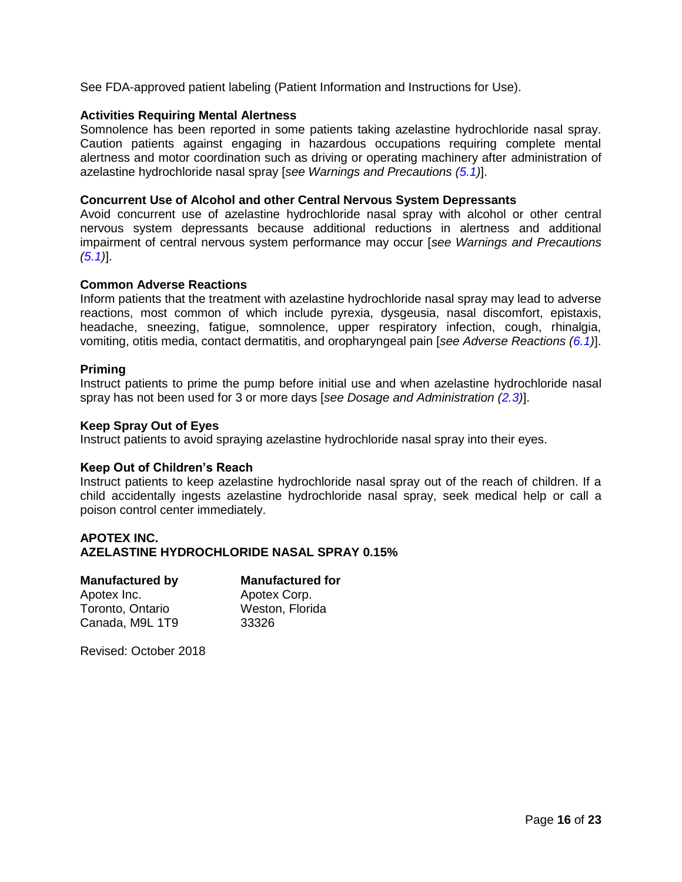See FDA-approved patient labeling (Patient Information and Instructions for Use).

**Activities Requiring Mental Alertness**

Somnolence has been reported in some patients taking azelastine hydrochloride nasal spray. Caution patients against engaging in hazardous occupations requiring complete mental alertness and motor coordination such as driving or operating machinery after administration of azelastine hydrochloride nasal spray [*see Warnings and Precautions (5.1)*].

**Concurrent Use of Alcohol and other Central Nervous System Depressants**

Avoid concurrent use of azelastine hydrochloride nasal spray with alcohol or other central nervous system depressants because additional reductions in alertness and additional impairment of central nervous system performance may occur [*see Warnings and Precautions (5.1)*].

**Common Adverse Reactions**

Inform patients that the treatment with azelastine hydrochloride nasal spray may lead to adverse reactions, most common of which include pyrexia, dysgeusia, nasal discomfort, epistaxis, headache, sneezing, fatigue, somnolence, upper respiratory infection, cough, rhinalgia, vomiting, otitis media, contact dermatitis, and oropharyngeal pain [*see Adverse Reactions (6.1)*].

**Priming**

Instruct patients to prime the pump before initial use and when azelastine hydrochloride nasal spray has not been used for 3 or more days [*see Dosage and Administration (2.3)*].

**Keep Spray Out of Eyes**

Instruct patients to avoid spraying azelastine hydrochloride nasal spray into their eyes.

**Keep Out of Children's Reach**

Instruct patients to keep azelastine hydrochloride nasal spray out of the reach of children. If a child accidentally ingests azelastine hydrochloride nasal spray, seek medical help or call a poison control center immediately.

**APOTEX INC.**
**AZELASTINE HYDROCHLORIDE NASAL SPRAY 0.15%**

| **Manufactured by** | **Manufactured for** |
|---|---|
| Apotex Inc. | Apotex Corp. |
| Toronto, Ontario | Weston, Florida |
| Canada, M9L 1T9 | 33326 |

Revised: October 2018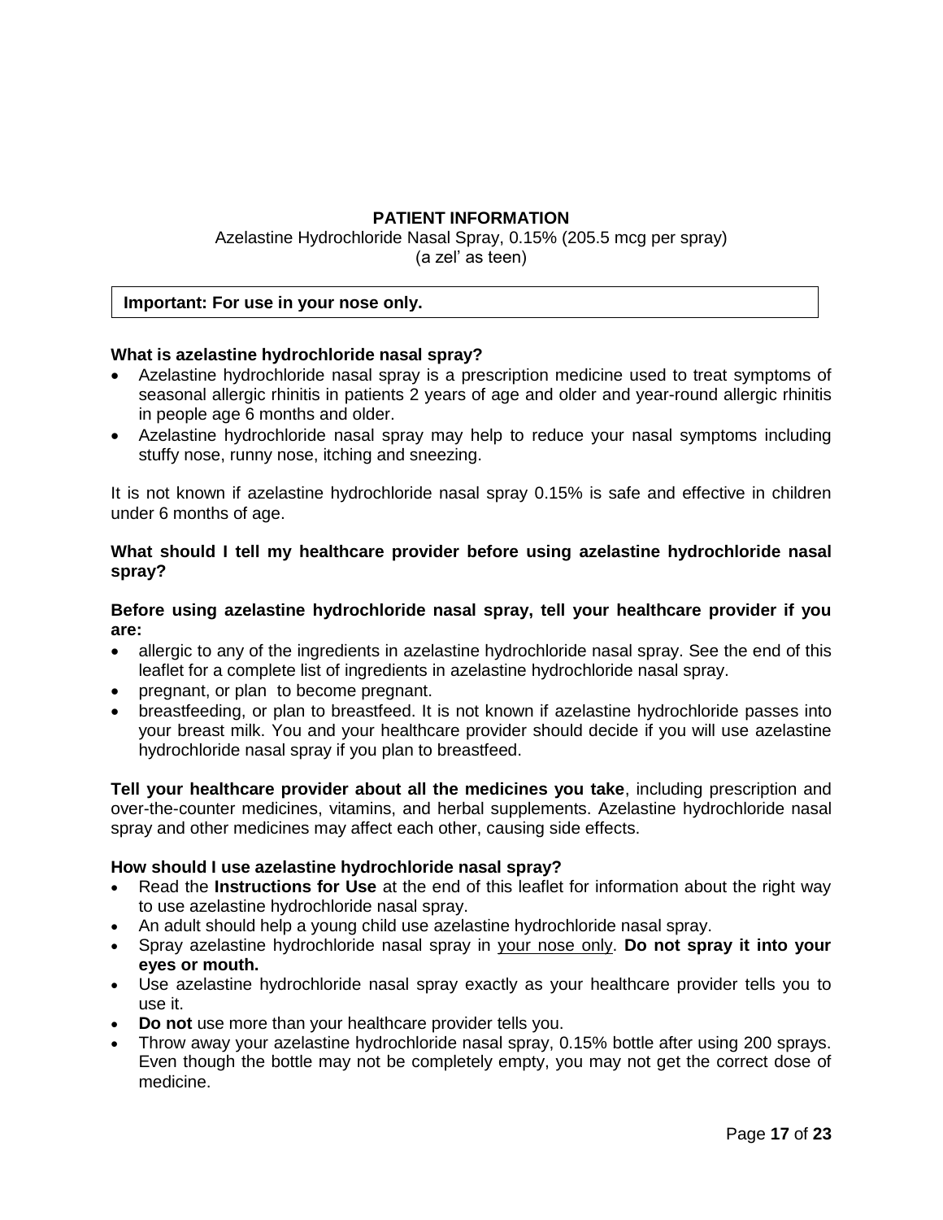# PATIENT INFORMATION

Azelastine Hydrochloride Nasal Spray, 0.15% (205.5 mcg per spray)
(a zel' as teen)

**Important: For use in your nose only.**

**What is azelastine hydrochloride nasal spray?**

- Azelastine hydrochloride nasal spray is a prescription medicine used to treat symptoms of seasonal allergic rhinitis in patients 2 years of age and older and year-round allergic rhinitis in people age 6 months and older.
- Azelastine hydrochloride nasal spray may help to reduce your nasal symptoms including stuffy nose, runny nose, itching and sneezing.

It is not known if azelastine hydrochloride nasal spray 0.15% is safe and effective in children under 6 months of age.

**What should I tell my healthcare provider before using azelastine hydrochloride nasal spray?**

**Before using azelastine hydrochloride nasal spray, tell your healthcare provider if you are:**

- allergic to any of the ingredients in azelastine hydrochloride nasal spray. See the end of this leaflet for a complete list of ingredients in azelastine hydrochloride nasal spray.
- pregnant, or plan to become pregnant.
- breastfeeding, or plan to breastfeed. It is not known if azelastine hydrochloride passes into your breast milk. You and your healthcare provider should decide if you will use azelastine hydrochloride nasal spray if you plan to breastfeed.

**Tell your healthcare provider about all the medicines you take**, including prescription and over-the-counter medicines, vitamins, and herbal supplements. Azelastine hydrochloride nasal spray and other medicines may affect each other, causing side effects.

**How should I use azelastine hydrochloride nasal spray?**

- Read the **Instructions for Use** at the end of this leaflet for information about the right way to use azelastine hydrochloride nasal spray.
- An adult should help a young child use azelastine hydrochloride nasal spray.
- Spray azelastine hydrochloride nasal spray in <u>your nose only</u>. **Do not spray it into your eyes or mouth.**
- Use azelastine hydrochloride nasal spray exactly as your healthcare provider tells you to use it.
- **Do not** use more than your healthcare provider tells you.
- Throw away your azelastine hydrochloride nasal spray, 0.15% bottle after using 200 sprays. Even though the bottle may not be completely empty, you may not get the correct dose of medicine.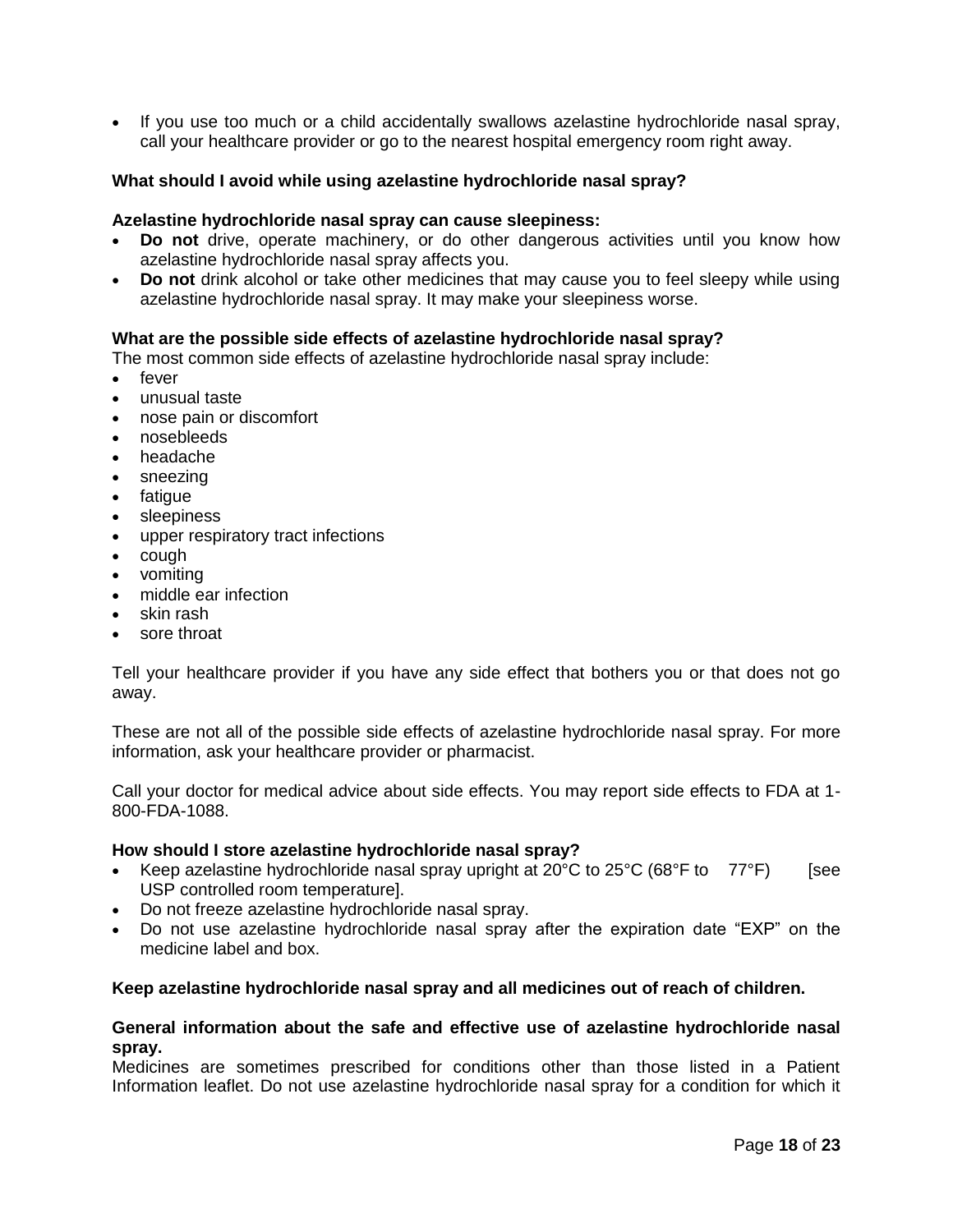- If you use too much or a child accidentally swallows azelastine hydrochloride nasal spray, call your healthcare provider or go to the nearest hospital emergency room right away.

**What should I avoid while using azelastine hydrochloride nasal spray?**

**Azelastine hydrochloride nasal spray can cause sleepiness:**

- **Do not** drive, operate machinery, or do other dangerous activities until you know how azelastine hydrochloride nasal spray affects you.
- **Do not** drink alcohol or take other medicines that may cause you to feel sleepy while using azelastine hydrochloride nasal spray. It may make your sleepiness worse.

**What are the possible side effects of azelastine hydrochloride nasal spray?**

The most common side effects of azelastine hydrochloride nasal spray include:

- fever
- unusual taste
- nose pain or discomfort
- nosebleeds
- headache
- sneezing
- fatigue
- sleepiness
- upper respiratory tract infections
- cough
- vomiting
- middle ear infection
- skin rash
- sore throat

Tell your healthcare provider if you have any side effect that bothers you or that does not go away.

These are not all of the possible side effects of azelastine hydrochloride nasal spray. For more information, ask your healthcare provider or pharmacist.

Call your doctor for medical advice about side effects. You may report side effects to FDA at 1-800-FDA-1088.

**How should I store azelastine hydrochloride nasal spray?**

- Keep azelastine hydrochloride nasal spray upright at 20°C to 25°C (68°F to 77°F) [see USP controlled room temperature].
- Do not freeze azelastine hydrochloride nasal spray.
- Do not use azelastine hydrochloride nasal spray after the expiration date "EXP" on the medicine label and box.

**Keep azelastine hydrochloride nasal spray and all medicines out of reach of children.**

**General information about the safe and effective use of azelastine hydrochloride nasal spray.**

Medicines are sometimes prescribed for conditions other than those listed in a Patient Information leaflet. Do not use azelastine hydrochloride nasal spray for a condition for which it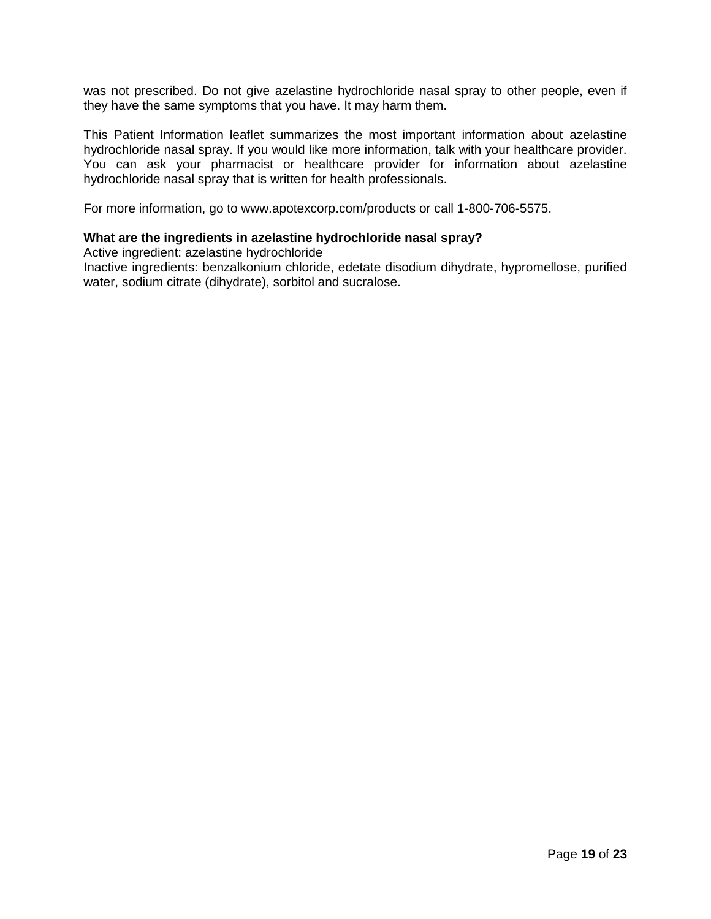was not prescribed. Do not give azelastine hydrochloride nasal spray to other people, even if they have the same symptoms that you have. It may harm them.

This Patient Information leaflet summarizes the most important information about azelastine hydrochloride nasal spray. If you would like more information, talk with your healthcare provider. You can ask your pharmacist or healthcare provider for information about azelastine hydrochloride nasal spray that is written for health professionals.

For more information, go to www.apotexcorp.com/products or call 1-800-706-5575.

**What are the ingredients in azelastine hydrochloride nasal spray?**
Active ingredient: azelastine hydrochloride
Inactive ingredients: benzalkonium chloride, edetate disodium dihydrate, hypromellose, purified water, sodium citrate (dihydrate), sorbitol and sucralose.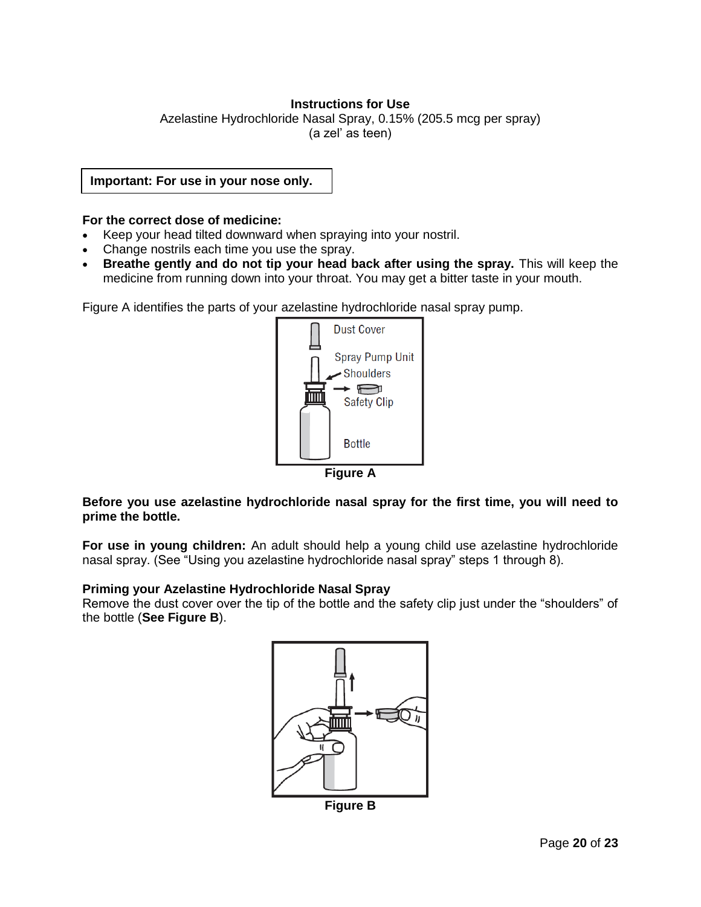**Instructions for Use**

Azelastine Hydrochloride Nasal Spray, 0.15% (205.5 mcg per spray)

(a zel' as teen)

**Important: For use in your nose only.**

**For the correct dose of medicine:**

- Keep your head tilted downward when spraying into your nostril.
- Change nostrils each time you use the spray.
- **Breathe gently and do not tip your head back after using the spray.** This will keep the medicine from running down into your throat. You may get a bitter taste in your mouth.

Figure A identifies the parts of your azelastine hydrochloride nasal spray pump.

Dust Cover

Spray Pump Unit

Shoulders

Safety Clip

Bottle

**Figure A**

**Before you use azelastine hydrochloride nasal spray for the first time, you will need to prime the bottle.**

**For use in young children:** An adult should help a young child use azelastine hydrochloride nasal spray. (See "Using you azelastine hydrochloride nasal spray" steps 1 through 8).

**Priming your Azelastine Hydrochloride Nasal Spray**

Remove the dust cover over the tip of the bottle and the safety clip just under the "shoulders" of the bottle (**See Figure B**).

**Figure B**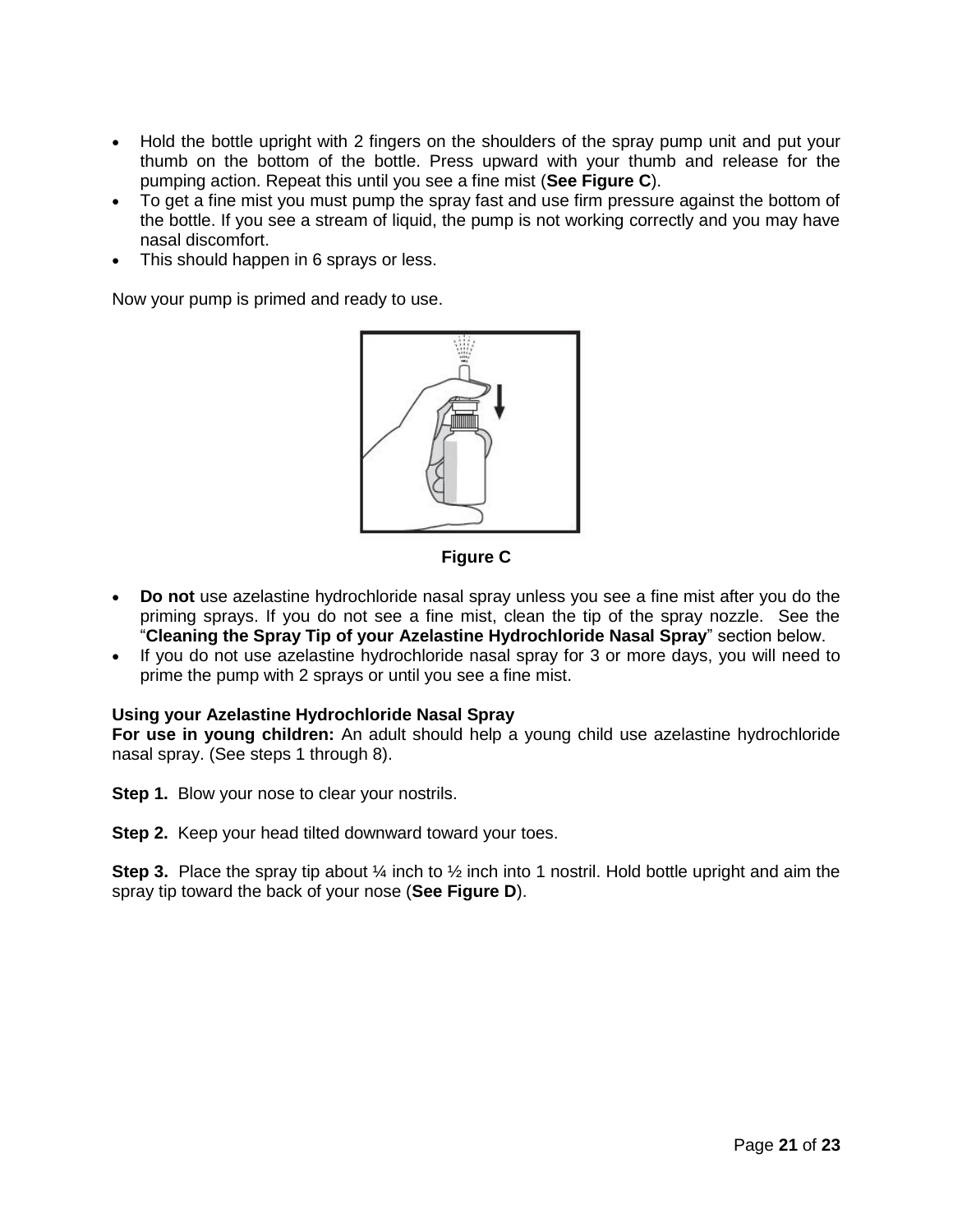- Hold the bottle upright with 2 fingers on the shoulders of the spray pump unit and put your thumb on the bottom of the bottle. Press upward with your thumb and release for the pumping action. Repeat this until you see a fine mist (**See Figure C**).
- To get a fine mist you must pump the spray fast and use firm pressure against the bottom of the bottle. If you see a stream of liquid, the pump is not working correctly and you may have nasal discomfort.
- This should happen in 6 sprays or less.

Now your pump is primed and ready to use.

**Figure C**

- **Do not** use azelastine hydrochloride nasal spray unless you see a fine mist after you do the priming sprays. If you do not see a fine mist, clean the tip of the spray nozzle. See the "**Cleaning the Spray Tip of your Azelastine Hydrochloride Nasal Spray**" section below.
- If you do not use azelastine hydrochloride nasal spray for 3 or more days, you will need to prime the pump with 2 sprays or until you see a fine mist.

**Using your Azelastine Hydrochloride Nasal Spray**

**For use in young children:** An adult should help a young child use azelastine hydrochloride nasal spray. (See steps 1 through 8).

**Step 1.** Blow your nose to clear your nostrils.

**Step 2.** Keep your head tilted downward toward your toes.

**Step 3.** Place the spray tip about ¼ inch to ½ inch into 1 nostril. Hold bottle upright and aim the spray tip toward the back of your nose (**See Figure D**).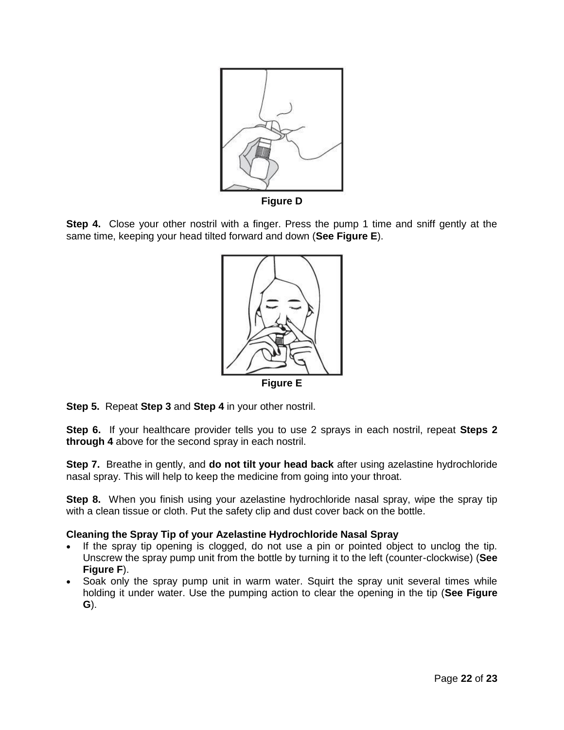Figure D

**Step 4.** Close your other nostril with a finger. Press the pump 1 time and sniff gently at the same time, keeping your head tilted forward and down (**See Figure E**).

Figure E

**Step 5.** Repeat **Step 3** and **Step 4** in your other nostril.

**Step 6.** If your healthcare provider tells you to use 2 sprays in each nostril, repeat **Steps 2 through 4** above for the second spray in each nostril.

**Step 7.** Breathe in gently, and **do not tilt your head back** after using azelastine hydrochloride nasal spray. This will help to keep the medicine from going into your throat.

**Step 8.** When you finish using your azelastine hydrochloride nasal spray, wipe the spray tip with a clean tissue or cloth. Put the safety clip and dust cover back on the bottle.

**Cleaning the Spray Tip of your Azelastine Hydrochloride Nasal Spray**

- If the spray tip opening is clogged, do not use a pin or pointed object to unclog the tip. Unscrew the spray pump unit from the bottle by turning it to the left (counter-clockwise) (**See Figure F**).
- Soak only the spray pump unit in warm water. Squirt the spray unit several times while holding it under water. Use the pumping action to clear the opening in the tip (**See Figure G**).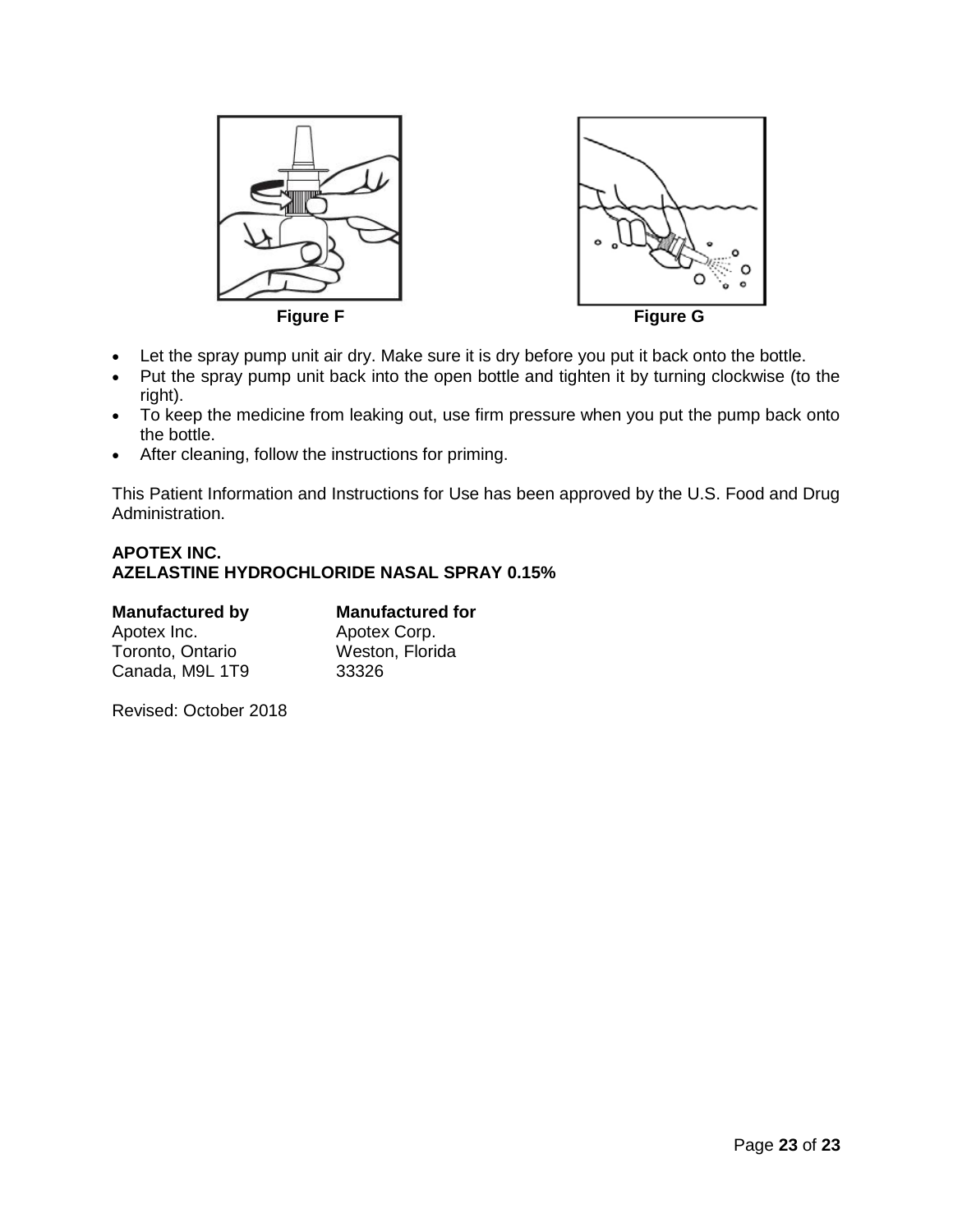Figure F

Figure G

- Let the spray pump unit air dry. Make sure it is dry before you put it back onto the bottle.
- Put the spray pump unit back into the open bottle and tighten it by turning clockwise (to the right).
- To keep the medicine from leaking out, use firm pressure when you put the pump back onto the bottle.
- After cleaning, follow the instructions for priming.

This Patient Information and Instructions for Use has been approved by the U.S. Food and Drug Administration.

**APOTEX INC.**
**AZELASTINE HYDROCHLORIDE NASAL SPRAY 0.15%**

**Manufactured by**
Apotex Inc.
Toronto, Ontario
Canada, M9L 1T9

**Manufactured for**
Apotex Corp.
Weston, Florida
33326

Revised: October 2018